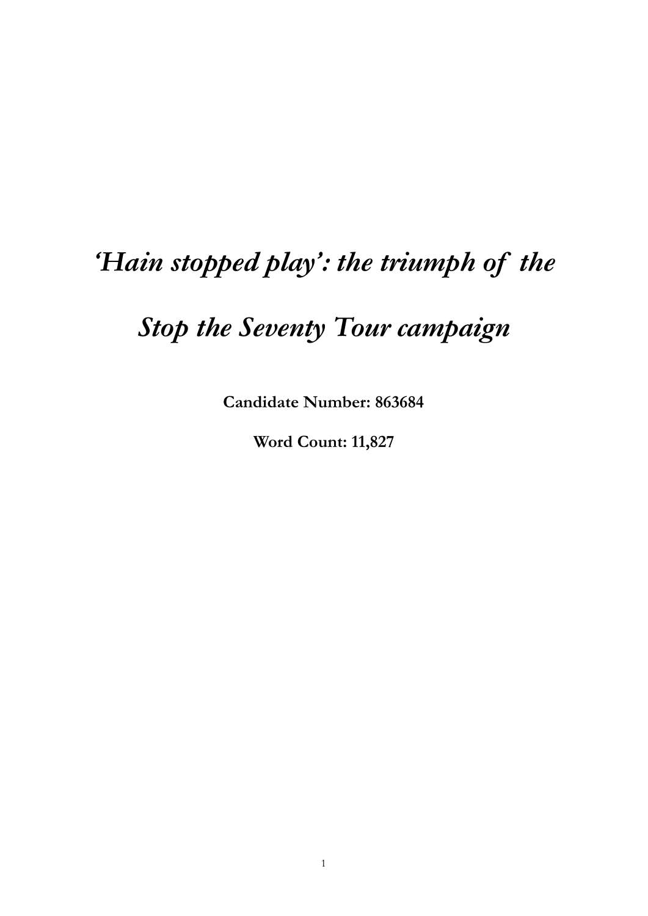# *'Hain stopped play': the triumph of the Stop the Seventy Tour campaign*

**Candidate Number: 863684**

**Word Count: 11,827**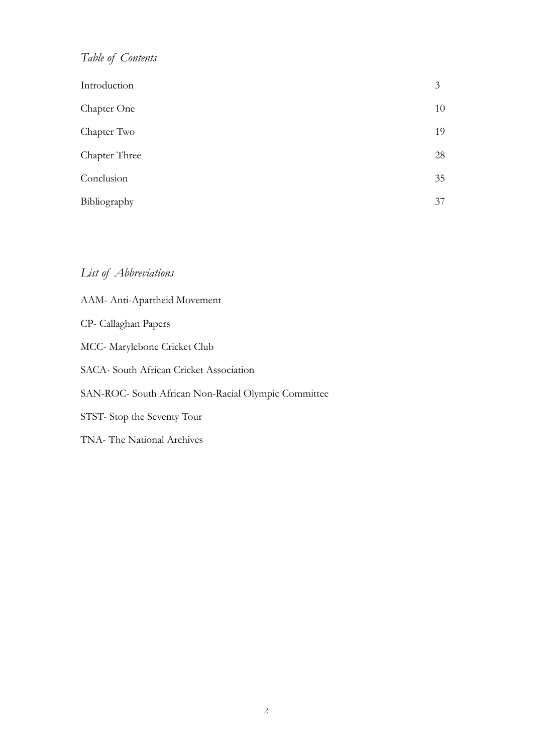## *Table of Contents*

| | |
|---|---|
| Introduction | 3 |
| Chapter One | 10 |
| Chapter Two | 19 |
| Chapter Three | 28 |
| Conclusion | 35 |
| Bibliography | 37 |

## *List of Abbreviations*

AAM- Anti-Apartheid Movement

CP- Callaghan Papers

MCC- Marylebone Cricket Club

SACA- South African Cricket Association

SAN-ROC- South African Non-Racial Olympic Committee

STST- Stop the Seventy Tour

TNA- The National Archives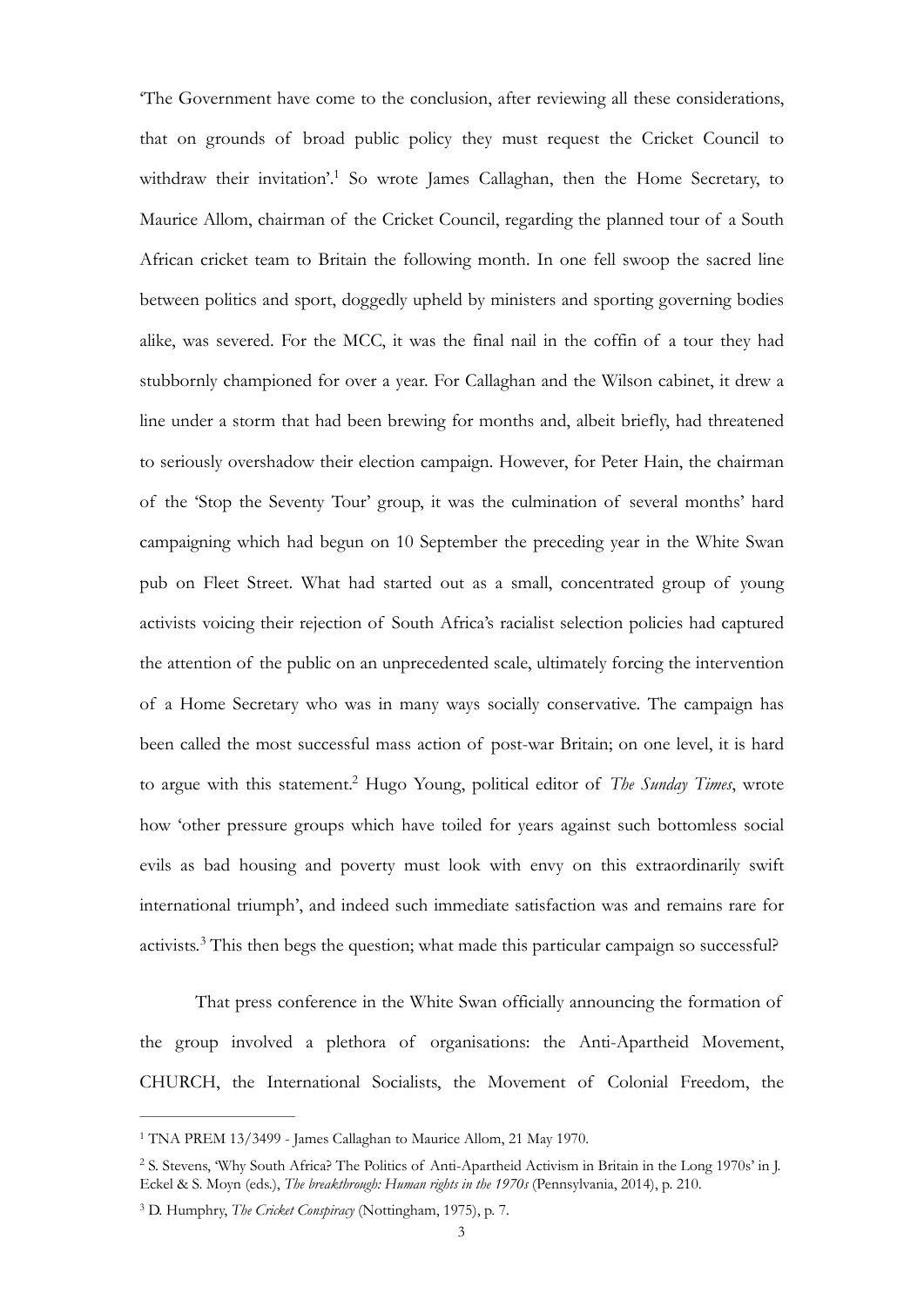'The Government have come to the conclusion, after reviewing all these considerations, that on grounds of broad public policy they must request the Cricket Council to withdraw their invitation'.[1] So wrote James Callaghan, then the Home Secretary, to Maurice Allom, chairman of the Cricket Council, regarding the planned tour of a South African cricket team to Britain the following month. In one fell swoop the sacred line between politics and sport, doggedly upheld by ministers and sporting governing bodies alike, was severed. For the MCC, it was the final nail in the coffin of a tour they had stubbornly championed for over a year. For Callaghan and the Wilson cabinet, it drew a line under a storm that had been brewing for months and, albeit briefly, had threatened to seriously overshadow their election campaign. However, for Peter Hain, the chairman of the 'Stop the Seventy Tour' group, it was the culmination of several months' hard campaigning which had begun on 10 September the preceding year in the White Swan pub on Fleet Street. What had started out as a small, concentrated group of young activists voicing their rejection of South Africa's racialist selection policies had captured the attention of the public on an unprecedented scale, ultimately forcing the intervention of a Home Secretary who was in many ways socially conservative. The campaign has been called the most successful mass action of post-war Britain; on one level, it is hard to argue with this statement.[2] Hugo Young, political editor of *The Sunday Times*, wrote how 'other pressure groups which have toiled for years against such bottomless social evils as bad housing and poverty must look with envy on this extraordinarily swift international triumph', and indeed such immediate satisfaction was and remains rare for activists.[3] This then begs the question; what made this particular campaign so successful?

That press conference in the White Swan officially announcing the formation of the group involved a plethora of organisations: the Anti-Apartheid Movement, CHURCH, the International Socialists, the Movement of Colonial Freedom, the

---

[1] TNA PREM 13/3499 - James Callaghan to Maurice Allom, 21 May 1970.

[2] S. Stevens, 'Why South Africa? The Politics of Anti-Apartheid Activism in Britain in the Long 1970s' in J. Eckel & S. Moyn (eds.), *The breakthrough: Human rights in the 1970s* (Pennsylvania, 2014), p. 210.

[3] D. Humphry, *The Cricket Conspiracy* (Nottingham, 1975), p. 7.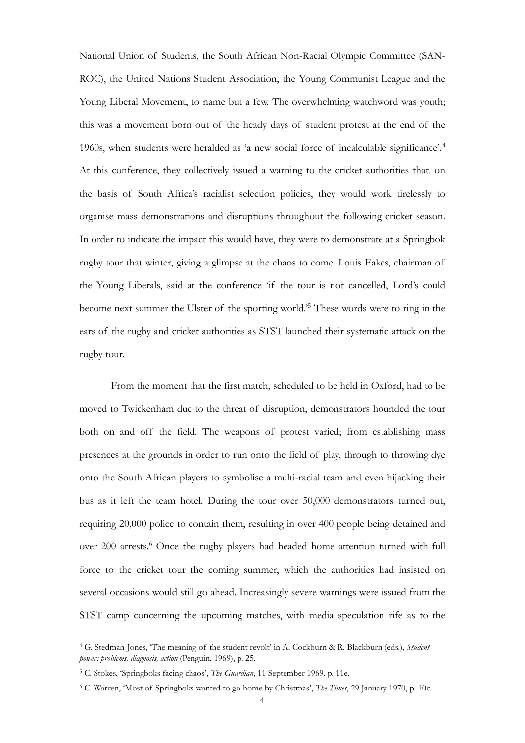National Union of Students, the South African Non-Racial Olympic Committee (SAN-ROC), the United Nations Student Association, the Young Communist League and the Young Liberal Movement, to name but a few. The overwhelming watchword was youth; this was a movement born out of the heady days of student protest at the end of the 1960s, when students were heralded as 'a new social force of incalculable significance'.[4] At this conference, they collectively issued a warning to the cricket authorities that, on the basis of South Africa's racialist selection policies, they would work tirelessly to organise mass demonstrations and disruptions throughout the following cricket season. In order to indicate the impact this would have, they were to demonstrate at a Springbok rugby tour that winter, giving a glimpse at the chaos to come. Louis Eakes, chairman of the Young Liberals, said at the conference 'if the tour is not cancelled, Lord's could become next summer the Ulster of the sporting world.'[5] These words were to ring in the ears of the rugby and cricket authorities as STST launched their systematic attack on the rugby tour.

From the moment that the first match, scheduled to be held in Oxford, had to be moved to Twickenham due to the threat of disruption, demonstrators hounded the tour both on and off the field. The weapons of protest varied; from establishing mass presences at the grounds in order to run onto the field of play, through to throwing dye onto the South African players to symbolise a multi-racial team and even hijacking their bus as it left the team hotel. During the tour over 50,000 demonstrators turned out, requiring 20,000 police to contain them, resulting in over 400 people being detained and over 200 arrests.[6] Once the rugby players had headed home attention turned with full force to the cricket tour the coming summer, which the authorities had insisted on several occasions would still go ahead. Increasingly severe warnings were issued from the STST camp concerning the upcoming matches, with media speculation rife as to the

---

[4] G. Stedman-Jones, 'The meaning of the student revolt' in A. Cockburn & R. Blackburn (eds.), *Student power: problems, diagnosis, action* (Penguin, 1969), p. 25.

[5] C. Stokes, 'Springboks facing chaos', *The Guardian*, 11 September 1969, p. 11e.

[6] C. Warren, 'Most of Springboks wanted to go home by Christmas', *The Times*, 29 January 1970, p. 10c.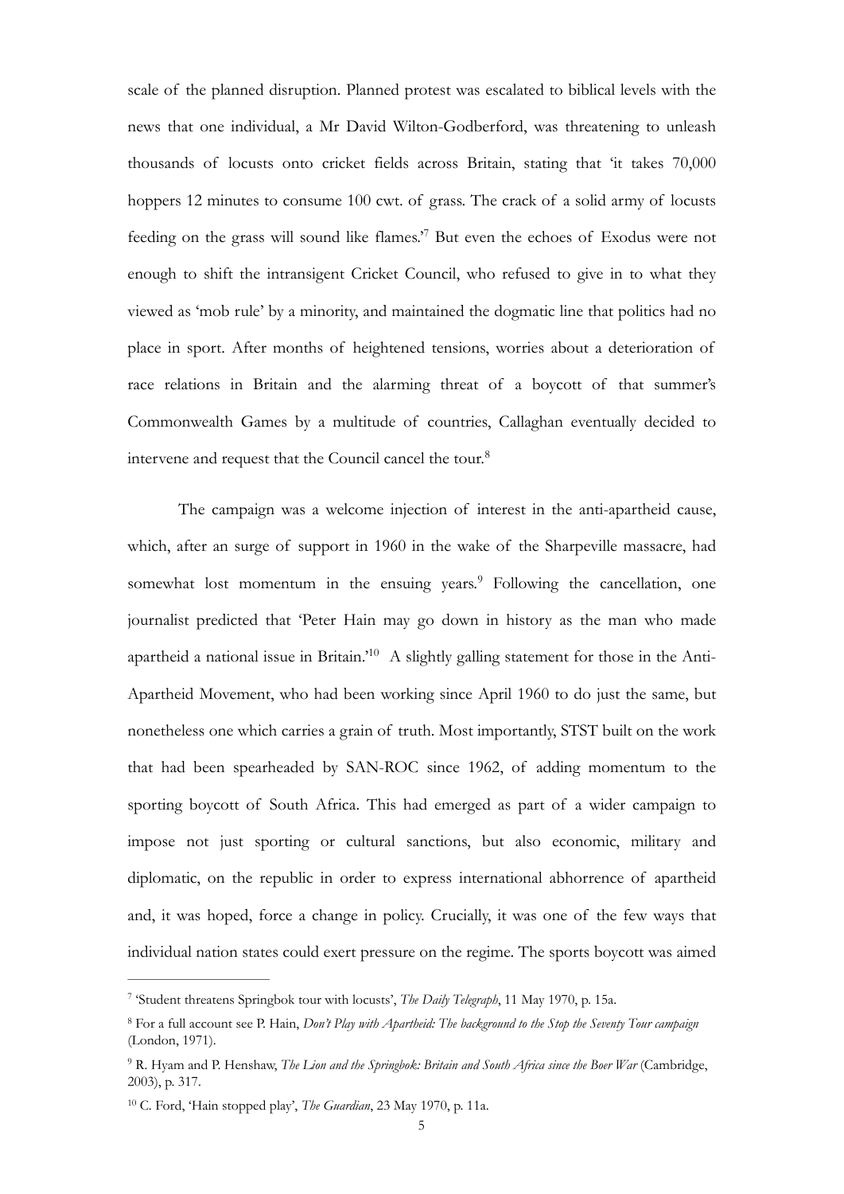scale of the planned disruption. Planned protest was escalated to biblical levels with the news that one individual, a Mr David Wilton-Godberford, was threatening to unleash thousands of locusts onto cricket fields across Britain, stating that 'it takes 70,000 hoppers 12 minutes to consume 100 cwt. of grass. The crack of a solid army of locusts feeding on the grass will sound like flames.'[7] But even the echoes of Exodus were not enough to shift the intransigent Cricket Council, who refused to give in to what they viewed as 'mob rule' by a minority, and maintained the dogmatic line that politics had no place in sport. After months of heightened tensions, worries about a deterioration of race relations in Britain and the alarming threat of a boycott of that summer's Commonwealth Games by a multitude of countries, Callaghan eventually decided to intervene and request that the Council cancel the tour.[8]

The campaign was a welcome injection of interest in the anti-apartheid cause, which, after an surge of support in 1960 in the wake of the Sharpeville massacre, had somewhat lost momentum in the ensuing years.[9] Following the cancellation, one journalist predicted that 'Peter Hain may go down in history as the man who made apartheid a national issue in Britain.'[10] A slightly galling statement for those in the Anti-Apartheid Movement, who had been working since April 1960 to do just the same, but nonetheless one which carries a grain of truth. Most importantly, STST built on the work that had been spearheaded by SAN-ROC since 1962, of adding momentum to the sporting boycott of South Africa. This had emerged as part of a wider campaign to impose not just sporting or cultural sanctions, but also economic, military and diplomatic, on the republic in order to express international abhorrence of apartheid and, it was hoped, force a change in policy. Crucially, it was one of the few ways that individual nation states could exert pressure on the regime. The sports boycott was aimed

---

[7] 'Student threatens Springbok tour with locusts', *The Daily Telegraph*, 11 May 1970, p. 15a.

[8] For a full account see P. Hain, *Don't Play with Apartheid: The background to the Stop the Seventy Tour campaign* (London, 1971).

[9] R. Hyam and P. Henshaw, *The Lion and the Springbok: Britain and South Africa since the Boer War* (Cambridge, 2003), p. 317.

[10] C. Ford, 'Hain stopped play', *The Guardian*, 23 May 1970, p. 11a.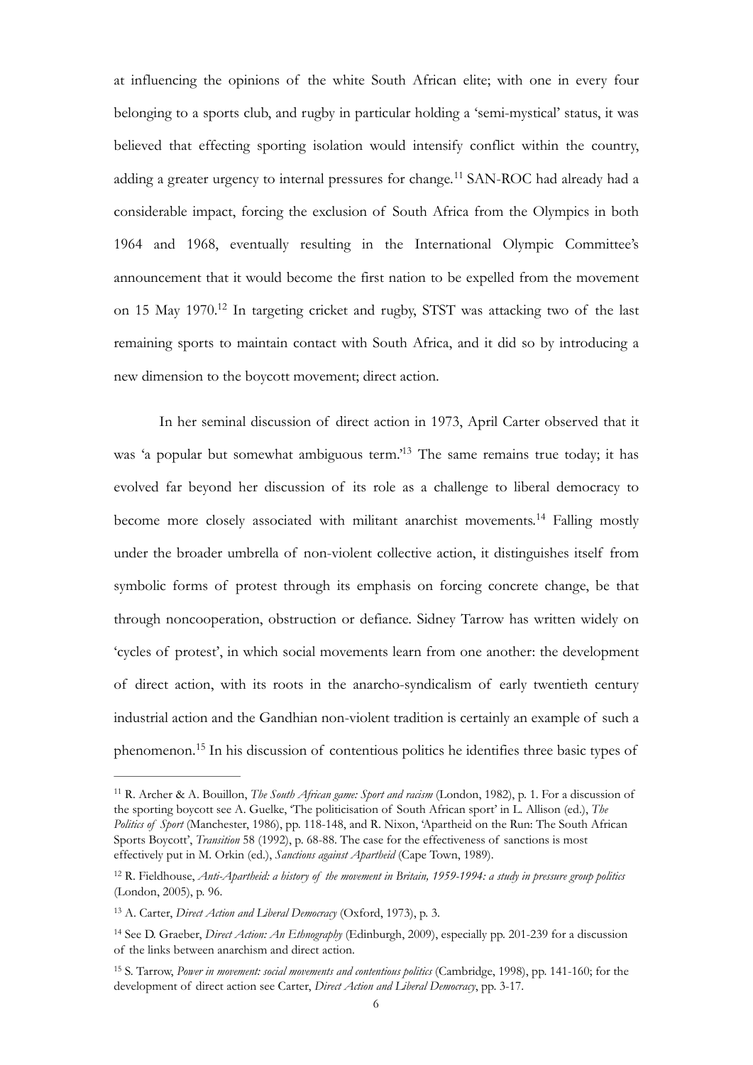at influencing the opinions of the white South African elite; with one in every four belonging to a sports club, and rugby in particular holding a 'semi-mystical' status, it was believed that effecting sporting isolation would intensify conflict within the country, adding a greater urgency to internal pressures for change.[11] SAN-ROC had already had a considerable impact, forcing the exclusion of South Africa from the Olympics in both 1964 and 1968, eventually resulting in the International Olympic Committee's announcement that it would become the first nation to be expelled from the movement on 15 May 1970.[12] In targeting cricket and rugby, STST was attacking two of the last remaining sports to maintain contact with South Africa, and it did so by introducing a new dimension to the boycott movement; direct action.

In her seminal discussion of direct action in 1973, April Carter observed that it was 'a popular but somewhat ambiguous term.'[13] The same remains true today; it has evolved far beyond her discussion of its role as a challenge to liberal democracy to become more closely associated with militant anarchist movements.[14] Falling mostly under the broader umbrella of non-violent collective action, it distinguishes itself from symbolic forms of protest through its emphasis on forcing concrete change, be that through noncooperation, obstruction or defiance. Sidney Tarrow has written widely on 'cycles of protest', in which social movements learn from one another: the development of direct action, with its roots in the anarcho-syndicalism of early twentieth century industrial action and the Gandhian non-violent tradition is certainly an example of such a phenomenon.[15] In his discussion of contentious politics he identifies three basic types of

---

[11] R. Archer & A. Bouillon, *The South African game: Sport and racism* (London, 1982), p. 1. For a discussion of the sporting boycott see A. Guelke, 'The politicisation of South African sport' in L. Allison (ed.), *The Politics of Sport* (Manchester, 1986), pp. 118-148, and R. Nixon, 'Apartheid on the Run: The South African Sports Boycott', *Transition* 58 (1992), p. 68-88. The case for the effectiveness of sanctions is most effectively put in M. Orkin (ed.), *Sanctions against Apartheid* (Cape Town, 1989).

[12] R. Fieldhouse, *Anti-Apartheid: a history of the movement in Britain, 1959-1994: a study in pressure group politics* (London, 2005), p. 96.

[13] A. Carter, *Direct Action and Liberal Democracy* (Oxford, 1973), p. 3.

[14] See D. Graeber, *Direct Action: An Ethnography* (Edinburgh, 2009), especially pp. 201-239 for a discussion of the links between anarchism and direct action.

[15] S. Tarrow, *Power in movement: social movements and contentious politics* (Cambridge, 1998), pp. 141-160; for the development of direct action see Carter, *Direct Action and Liberal Democracy*, pp. 3-17.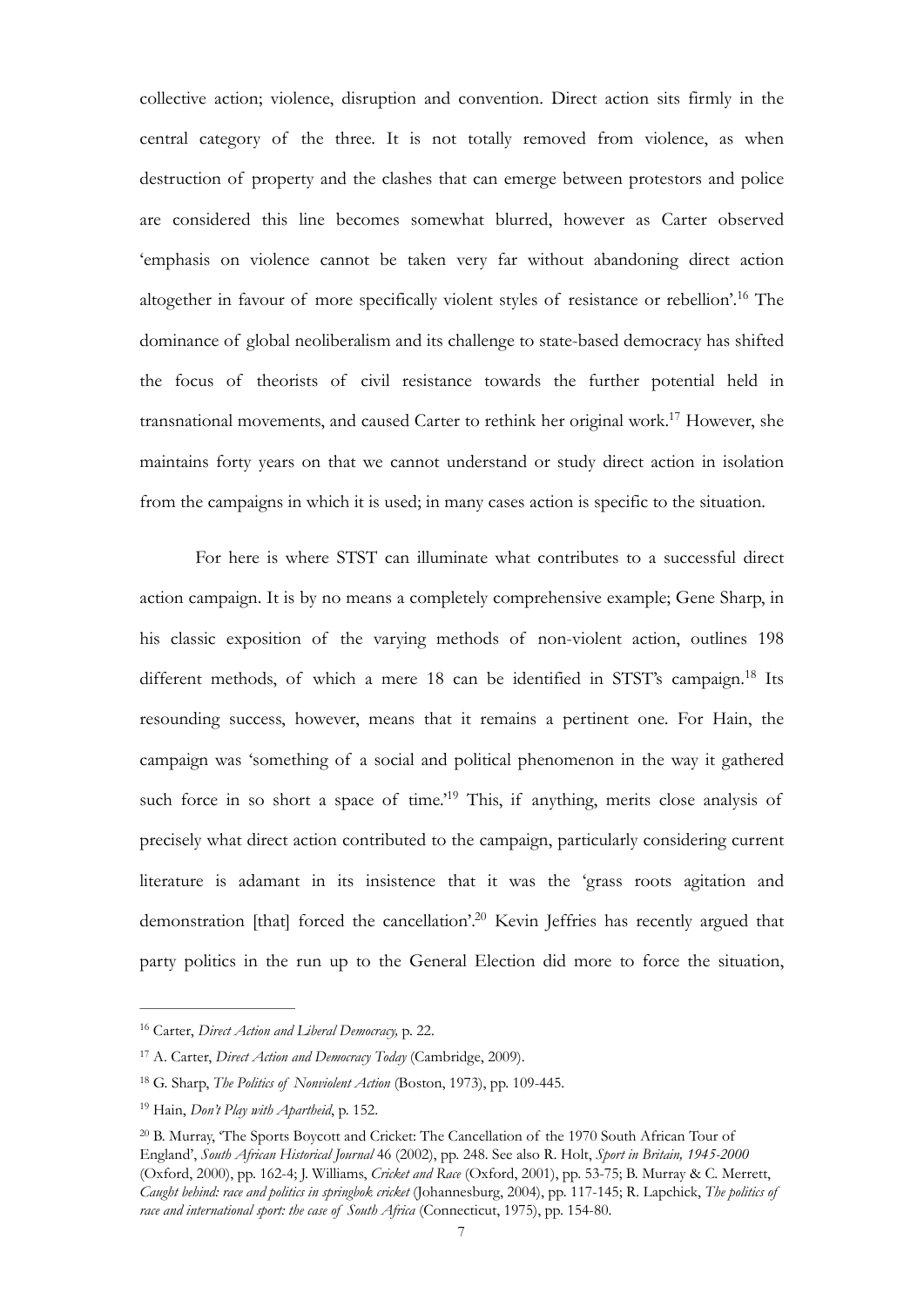collective action; violence, disruption and convention. Direct action sits firmly in the central category of the three. It is not totally removed from violence, as when destruction of property and the clashes that can emerge between protestors and police are considered this line becomes somewhat blurred, however as Carter observed 'emphasis on violence cannot be taken very far without abandoning direct action altogether in favour of more specifically violent styles of resistance or rebellion'.[16] The dominance of global neoliberalism and its challenge to state-based democracy has shifted the focus of theorists of civil resistance towards the further potential held in transnational movements, and caused Carter to rethink her original work.[17] However, she maintains forty years on that we cannot understand or study direct action in isolation from the campaigns in which it is used; in many cases action is specific to the situation.

For here is where STST can illuminate what contributes to a successful direct action campaign. It is by no means a completely comprehensive example; Gene Sharp, in his classic exposition of the varying methods of non-violent action, outlines 198 different methods, of which a mere 18 can be identified in STST's campaign.[18] Its resounding success, however, means that it remains a pertinent one. For Hain, the campaign was 'something of a social and political phenomenon in the way it gathered such force in so short a space of time.'[19] This, if anything, merits close analysis of precisely what direct action contributed to the campaign, particularly considering current literature is adamant in its insistence that it was the 'grass roots agitation and demonstration [that] forced the cancellation'.[20] Kevin Jeffries has recently argued that party politics in the run up to the General Election did more to force the situation,

---

[16] Carter, *Direct Action and Liberal Democracy,* p. 22.

[17] A. Carter, *Direct Action and Democracy Today* (Cambridge, 2009).

[18] G. Sharp, *The Politics of Nonviolent Action* (Boston, 1973), pp. 109-445.

[19] Hain, *Don't Play with Apartheid*, p. 152.

[20] B. Murray, 'The Sports Boycott and Cricket: The Cancellation of the 1970 South African Tour of England', *South African Historical Journal* 46 (2002), pp. 248. See also R. Holt, *Sport in Britain, 1945-2000* (Oxford, 2000), pp. 162-4; J. Williams, *Cricket and Race* (Oxford, 2001), pp. 53-75; B. Murray & C. Merrett, *Caught behind: race and politics in springbok cricket* (Johannesburg, 2004), pp. 117-145; R. Lapchick, *The politics of race and international sport: the case of South Africa* (Connecticut, 1975), pp. 154-80.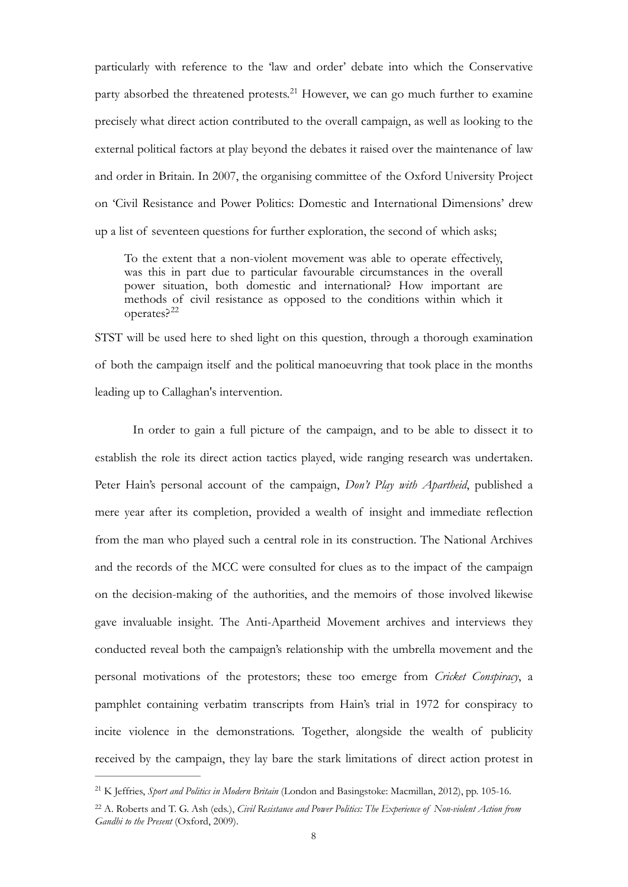particularly with reference to the 'law and order' debate into which the Conservative party absorbed the threatened protests.[21] However, we can go much further to examine precisely what direct action contributed to the overall campaign, as well as looking to the external political factors at play beyond the debates it raised over the maintenance of law and order in Britain. In 2007, the organising committee of the Oxford University Project on 'Civil Resistance and Power Politics: Domestic and International Dimensions' drew up a list of seventeen questions for further exploration, the second of which asks;

> To the extent that a non-violent movement was able to operate effectively, was this in part due to particular favourable circumstances in the overall power situation, both domestic and international? How important are methods of civil resistance as opposed to the conditions within which it operates?[22]

STST will be used here to shed light on this question, through a thorough examination of both the campaign itself and the political manoeuvring that took place in the months leading up to Callaghan's intervention.

In order to gain a full picture of the campaign, and to be able to dissect it to establish the role its direct action tactics played, wide ranging research was undertaken. Peter Hain's personal account of the campaign, *Don't Play with Apartheid*, published a mere year after its completion, provided a wealth of insight and immediate reflection from the man who played such a central role in its construction. The National Archives and the records of the MCC were consulted for clues as to the impact of the campaign on the decision-making of the authorities, and the memoirs of those involved likewise gave invaluable insight. The Anti-Apartheid Movement archives and interviews they conducted reveal both the campaign's relationship with the umbrella movement and the personal motivations of the protestors; these too emerge from *Cricket Conspiracy*, a pamphlet containing verbatim transcripts from Hain's trial in 1972 for conspiracy to incite violence in the demonstrations. Together, alongside the wealth of publicity received by the campaign, they lay bare the stark limitations of direct action protest in

---

[21] K Jeffries, *Sport and Politics in Modern Britain* (London and Basingstoke: Macmillan, 2012), pp. 105-16.

[22] A. Roberts and T. G. Ash (eds.), *Civil Resistance and Power Politics: The Experience of Non-violent Action from Gandhi to the Present* (Oxford, 2009).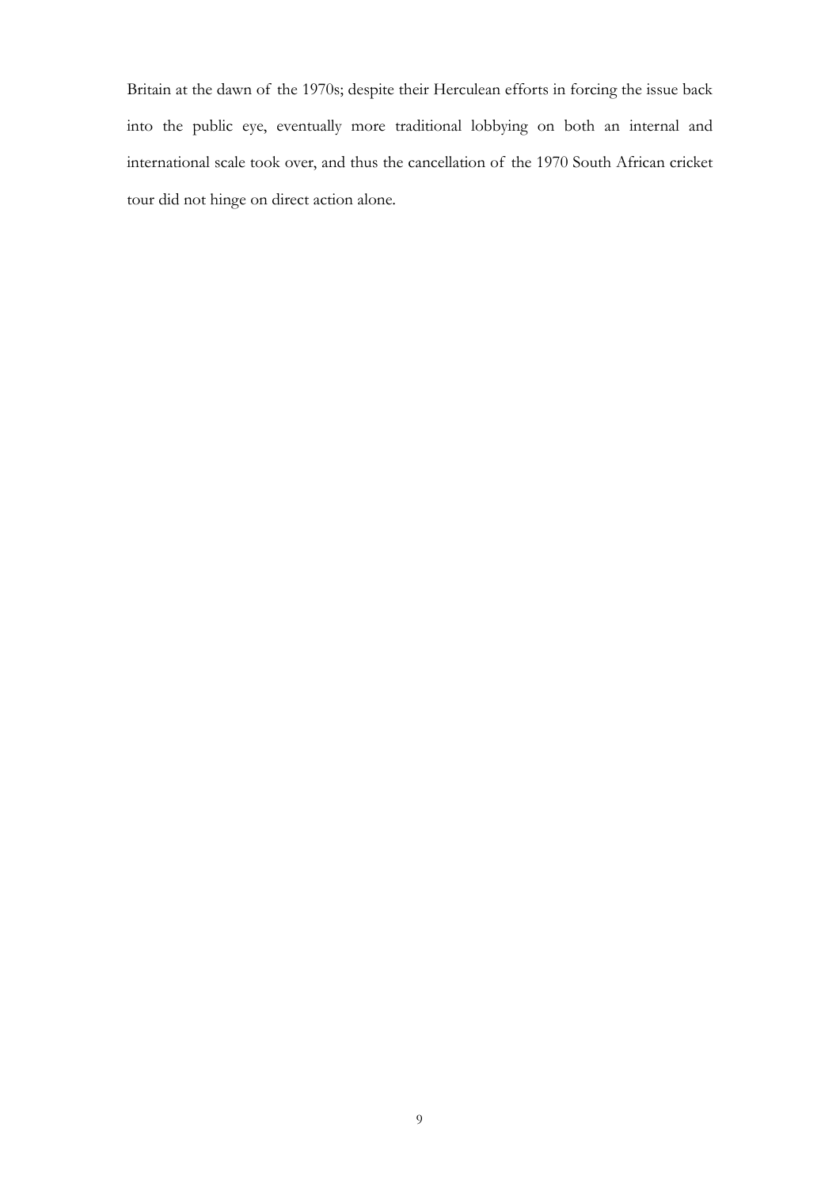Britain at the dawn of the 1970s; despite their Herculean efforts in forcing the issue back into the public eye, eventually more traditional lobbying on both an internal and international scale took over, and thus the cancellation of the 1970 South African cricket tour did not hinge on direct action alone.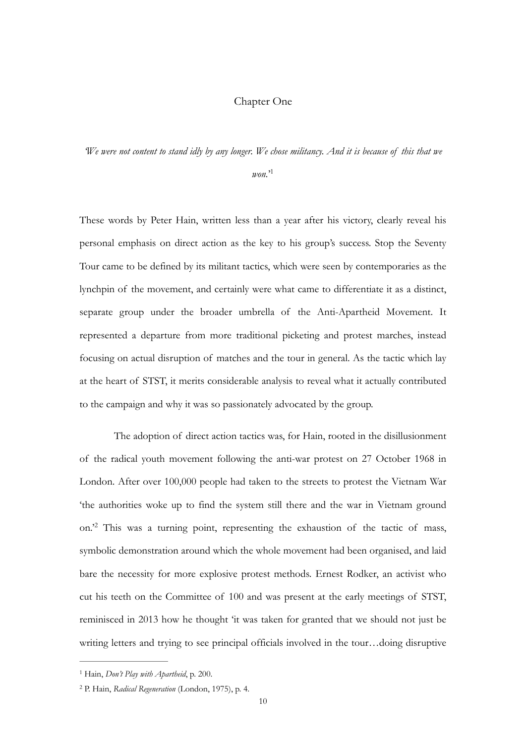# Chapter One

*'We were not content to stand idly by any longer. We chose militancy. And it is because of this that we won.*'[1]

These words by Peter Hain, written less than a year after his victory, clearly reveal his personal emphasis on direct action as the key to his group's success. Stop the Seventy Tour came to be defined by its militant tactics, which were seen by contemporaries as the lynchpin of the movement, and certainly were what came to differentiate it as a distinct, separate group under the broader umbrella of the Anti-Apartheid Movement. It represented a departure from more traditional picketing and protest marches, instead focusing on actual disruption of matches and the tour in general. As the tactic which lay at the heart of STST, it merits considerable analysis to reveal what it actually contributed to the campaign and why it was so passionately advocated by the group.

The adoption of direct action tactics was, for Hain, rooted in the disillusionment of the radical youth movement following the anti-war protest on 27 October 1968 in London. After over 100,000 people had taken to the streets to protest the Vietnam War 'the authorities woke up to find the system still there and the war in Vietnam ground on.'[2] This was a turning point, representing the exhaustion of the tactic of mass, symbolic demonstration around which the whole movement had been organised, and laid bare the necessity for more explosive protest methods. Ernest Rodker, an activist who cut his teeth on the Committee of 100 and was present at the early meetings of STST, reminisced in 2013 how he thought 'it was taken for granted that we should not just be writing letters and trying to see principal officials involved in the tour…doing disruptive

---

[1] Hain, *Don't Play with Apartheid*, p. 200.

[2] P. Hain, *Radical Regeneration* (London, 1975), p. 4.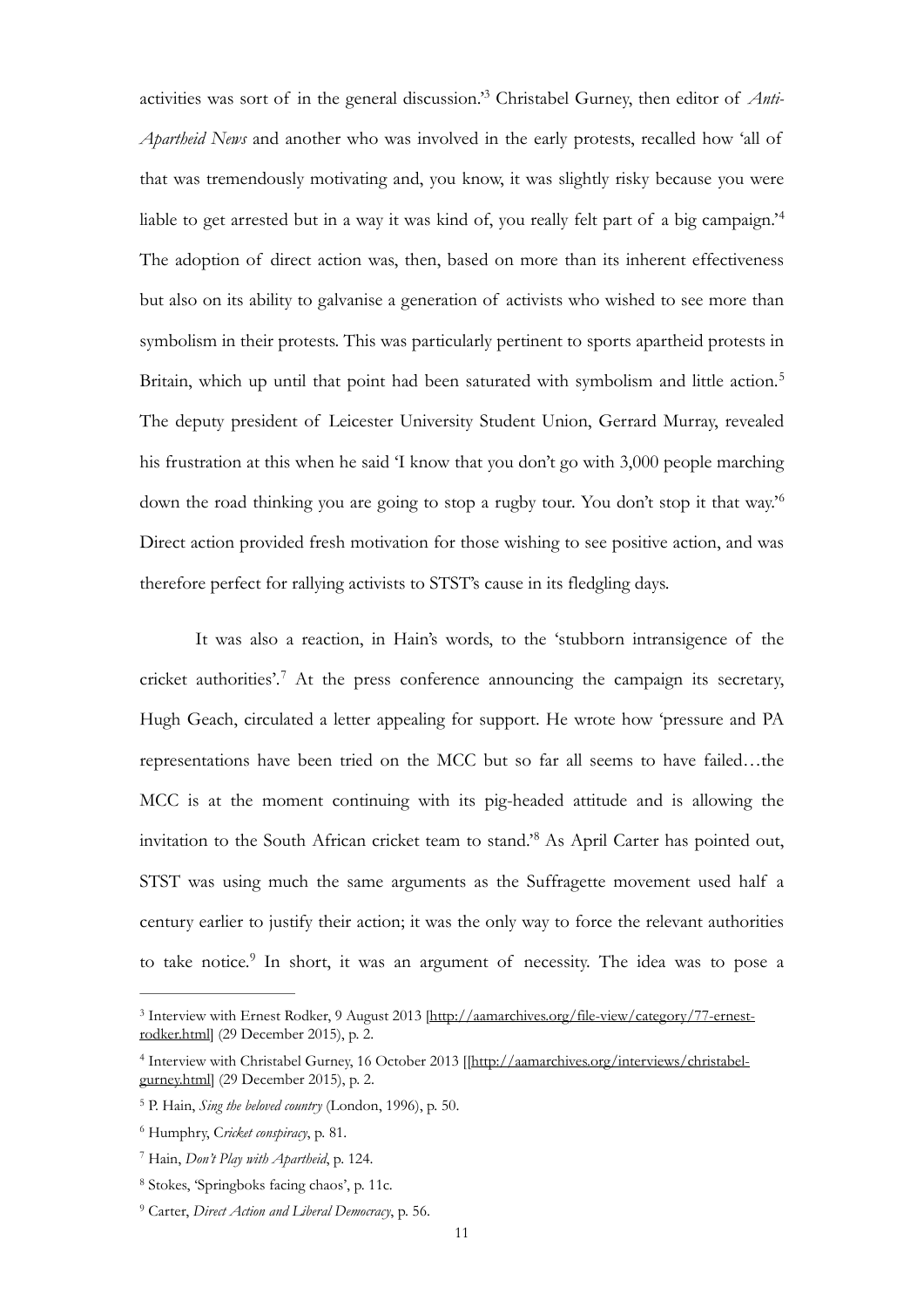activities was sort of in the general discussion.'[3] Christabel Gurney, then editor of *Anti-Apartheid News* and another who was involved in the early protests, recalled how 'all of that was tremendously motivating and, you know, it was slightly risky because you were liable to get arrested but in a way it was kind of, you really felt part of a big campaign.'[4] The adoption of direct action was, then, based on more than its inherent effectiveness but also on its ability to galvanise a generation of activists who wished to see more than symbolism in their protests. This was particularly pertinent to sports apartheid protests in Britain, which up until that point had been saturated with symbolism and little action.[5] The deputy president of Leicester University Student Union, Gerrard Murray, revealed his frustration at this when he said 'I know that you don't go with 3,000 people marching down the road thinking you are going to stop a rugby tour. You don't stop it that way.'[6] Direct action provided fresh motivation for those wishing to see positive action, and was therefore perfect for rallying activists to STST's cause in its fledgling days.

It was also a reaction, in Hain's words, to the 'stubborn intransigence of the cricket authorities'.[7] At the press conference announcing the campaign its secretary, Hugh Geach, circulated a letter appealing for support. He wrote how 'pressure and PA representations have been tried on the MCC but so far all seems to have failed…the MCC is at the moment continuing with its pig-headed attitude and is allowing the invitation to the South African cricket team to stand.'[8] As April Carter has pointed out, STST was using much the same arguments as the Suffragette movement used half a century earlier to justify their action; it was the only way to force the relevant authorities to take notice.[9] In short, it was an argument of necessity. The idea was to pose a

---

[3] Interview with Ernest Rodker, 9 August 2013 [http://aamarchives.org/file-view/category/77-ernest-rodker.html] (29 December 2015), p. 2.

[4] Interview with Christabel Gurney, 16 October 2013 [[http://aamarchives.org/interviews/christabel-gurney.html] (29 December 2015), p. 2.

[5] P. Hain, *Sing the beloved country* (London, 1996), p. 50.

[6] Humphry, C*ricket conspiracy*, p. 81.

[7] Hain, *Don't Play with Apartheid*, p. 124.

[8] Stokes, 'Springboks facing chaos', p. 11c.

[9] Carter, *Direct Action and Liberal Democracy*, p. 56.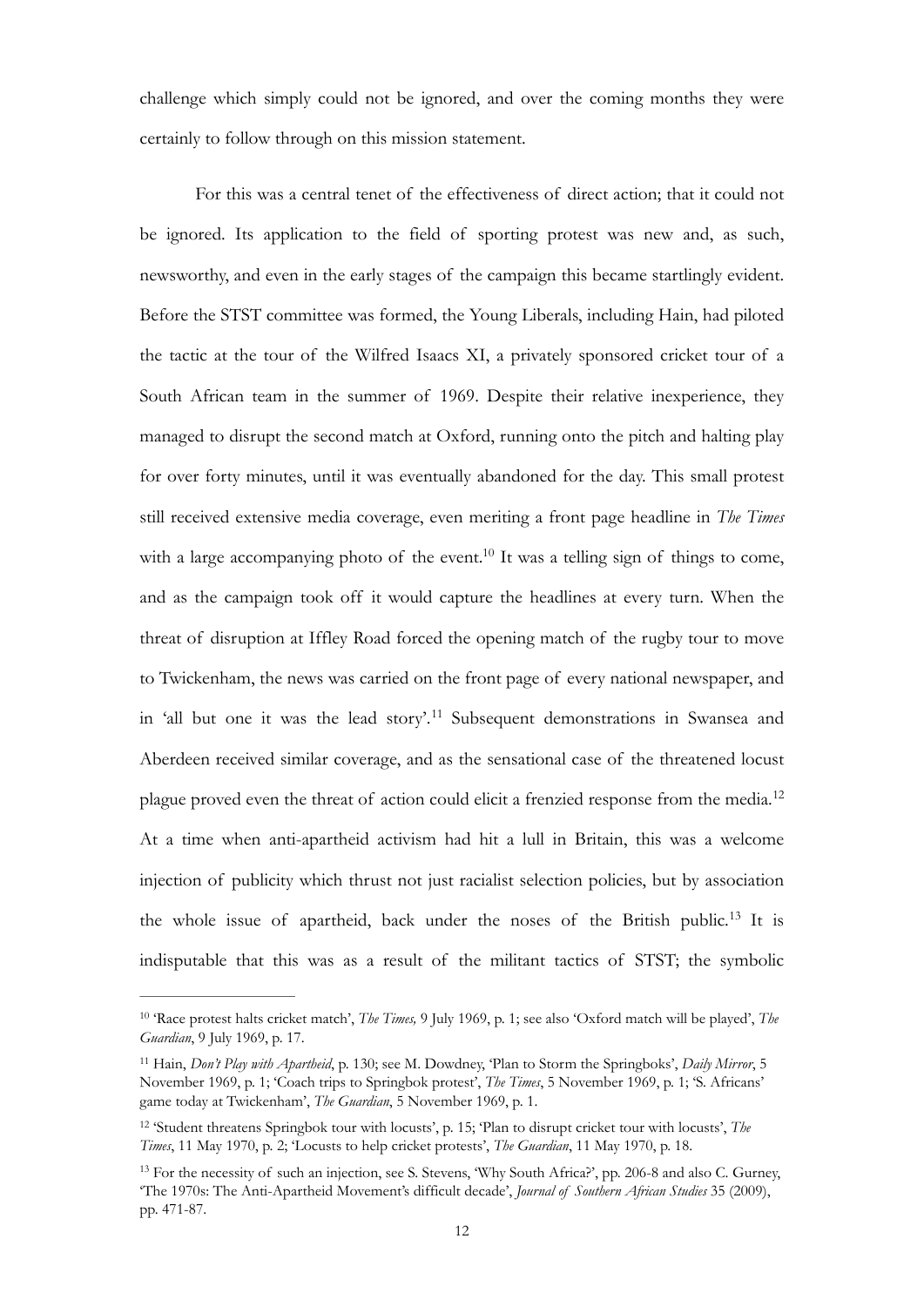challenge which simply could not be ignored, and over the coming months they were certainly to follow through on this mission statement.

For this was a central tenet of the effectiveness of direct action; that it could not be ignored. Its application to the field of sporting protest was new and, as such, newsworthy, and even in the early stages of the campaign this became startlingly evident. Before the STST committee was formed, the Young Liberals, including Hain, had piloted the tactic at the tour of the Wilfred Isaacs XI, a privately sponsored cricket tour of a South African team in the summer of 1969. Despite their relative inexperience, they managed to disrupt the second match at Oxford, running onto the pitch and halting play for over forty minutes, until it was eventually abandoned for the day. This small protest still received extensive media coverage, even meriting a front page headline in *The Times* with a large accompanying photo of the event.[10] It was a telling sign of things to come, and as the campaign took off it would capture the headlines at every turn. When the threat of disruption at Iffley Road forced the opening match of the rugby tour to move to Twickenham, the news was carried on the front page of every national newspaper, and in 'all but one it was the lead story'.[11] Subsequent demonstrations in Swansea and Aberdeen received similar coverage, and as the sensational case of the threatened locust plague proved even the threat of action could elicit a frenzied response from the media.[12] At a time when anti-apartheid activism had hit a lull in Britain, this was a welcome injection of publicity which thrust not just racialist selection policies, but by association the whole issue of apartheid, back under the noses of the British public.[13] It is indisputable that this was as a result of the militant tactics of STST; the symbolic

---

[10] 'Race protest halts cricket match', *The Times,* 9 July 1969, p. 1; see also 'Oxford match will be played', *The Guardian*, 9 July 1969, p. 17.

[11] Hain, *Don't Play with Apartheid*, p. 130; see M. Dowdney, 'Plan to Storm the Springboks', *Daily Mirror*, 5 November 1969, p. 1; 'Coach trips to Springbok protest', *The Times*, 5 November 1969, p. 1; 'S. Africans' game today at Twickenham', *The Guardian*, 5 November 1969, p. 1.

[12] 'Student threatens Springbok tour with locusts', p. 15; 'Plan to disrupt cricket tour with locusts', *The Times*, 11 May 1970, p. 2; 'Locusts to help cricket protests', *The Guardian*, 11 May 1970, p. 18.

[13] For the necessity of such an injection, see S. Stevens, 'Why South Africa?', pp. 206-8 and also C. Gurney, 'The 1970s: The Anti-Apartheid Movement's difficult decade', *Journal of Southern African Studies* 35 (2009), pp. 471-87.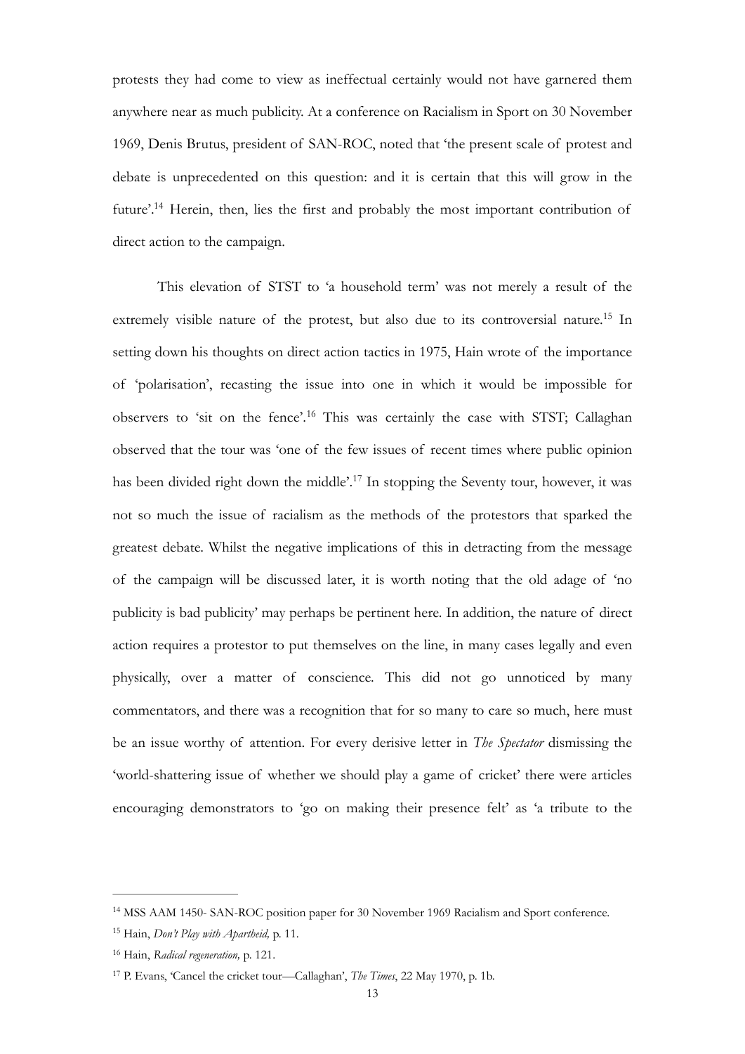protests they had come to view as ineffectual certainly would not have garnered them anywhere near as much publicity. At a conference on Racialism in Sport on 30 November 1969, Denis Brutus, president of SAN-ROC, noted that 'the present scale of protest and debate is unprecedented on this question: and it is certain that this will grow in the future'.[14] Herein, then, lies the first and probably the most important contribution of direct action to the campaign.

This elevation of STST to 'a household term' was not merely a result of the extremely visible nature of the protest, but also due to its controversial nature.[15] In setting down his thoughts on direct action tactics in 1975, Hain wrote of the importance of 'polarisation', recasting the issue into one in which it would be impossible for observers to 'sit on the fence'.[16] This was certainly the case with STST; Callaghan observed that the tour was 'one of the few issues of recent times where public opinion has been divided right down the middle'.[17] In stopping the Seventy tour, however, it was not so much the issue of racialism as the methods of the protestors that sparked the greatest debate. Whilst the negative implications of this in detracting from the message of the campaign will be discussed later, it is worth noting that the old adage of 'no publicity is bad publicity' may perhaps be pertinent here. In addition, the nature of direct action requires a protestor to put themselves on the line, in many cases legally and even physically, over a matter of conscience. This did not go unnoticed by many commentators, and there was a recognition that for so many to care so much, here must be an issue worthy of attention. For every derisive letter in *The Spectator* dismissing the 'world-shattering issue of whether we should play a game of cricket' there were articles encouraging demonstrators to 'go on making their presence felt' as 'a tribute to the

---

[14] MSS AAM 1450- SAN-ROC position paper for 30 November 1969 Racialism and Sport conference.

[15] Hain, *Don't Play with Apartheid,* p. 11.

[16] Hain, *Radical regeneration,* p. 121.

[17] P. Evans, 'Cancel the cricket tour—Callaghan', *The Times*, 22 May 1970, p. 1b.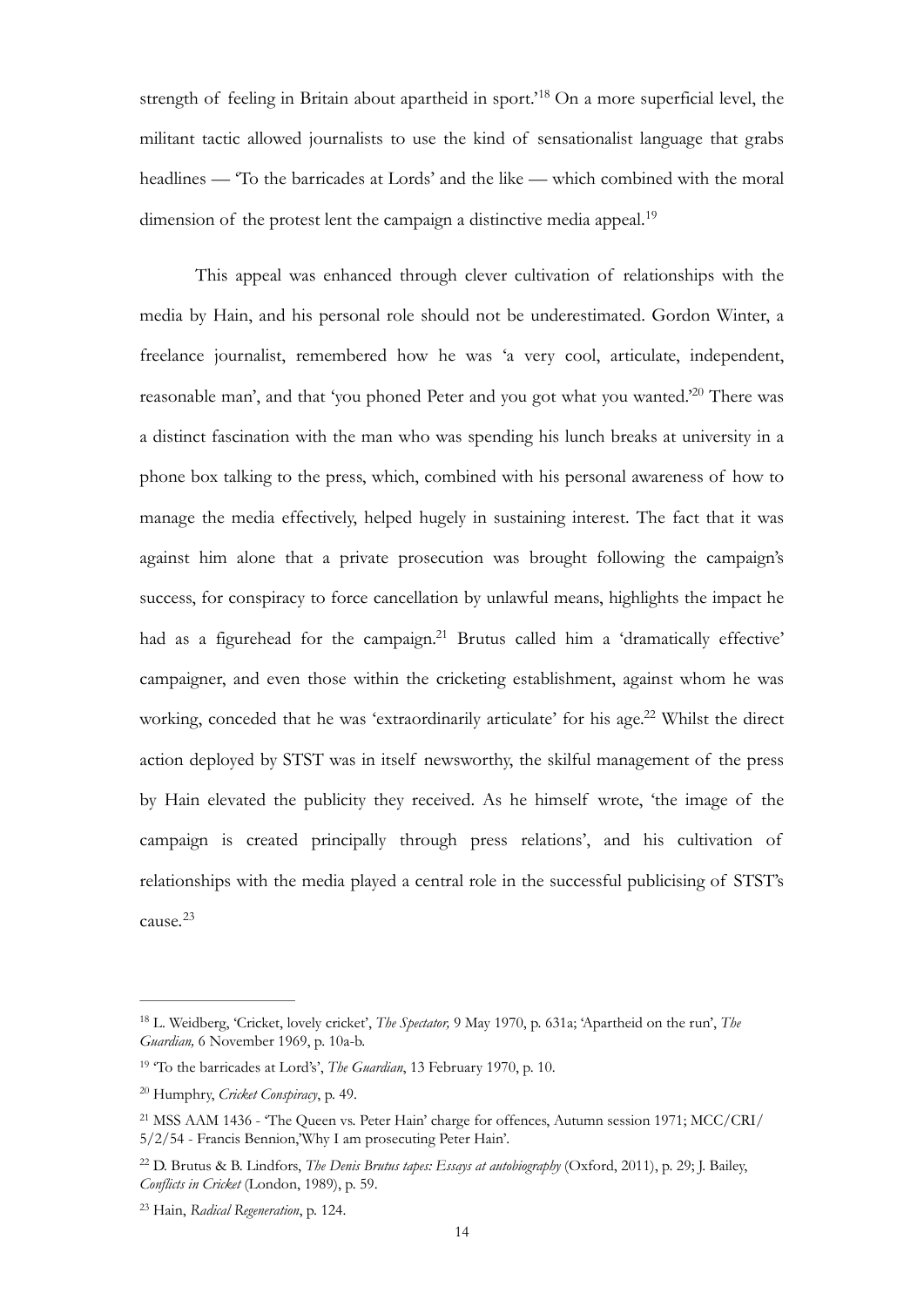strength of feeling in Britain about apartheid in sport.'[18] On a more superficial level, the militant tactic allowed journalists to use the kind of sensationalist language that grabs headlines — 'To the barricades at Lords' and the like — which combined with the moral dimension of the protest lent the campaign a distinctive media appeal.[19]

This appeal was enhanced through clever cultivation of relationships with the media by Hain, and his personal role should not be underestimated. Gordon Winter, a freelance journalist, remembered how he was 'a very cool, articulate, independent, reasonable man', and that 'you phoned Peter and you got what you wanted.'[20] There was a distinct fascination with the man who was spending his lunch breaks at university in a phone box talking to the press, which, combined with his personal awareness of how to manage the media effectively, helped hugely in sustaining interest. The fact that it was against him alone that a private prosecution was brought following the campaign's success, for conspiracy to force cancellation by unlawful means, highlights the impact he had as a figurehead for the campaign.[21] Brutus called him a 'dramatically effective' campaigner, and even those within the cricketing establishment, against whom he was working, conceded that he was 'extraordinarily articulate' for his age.[22] Whilst the direct action deployed by STST was in itself newsworthy, the skilful management of the press by Hain elevated the publicity they received. As he himself wrote, 'the image of the campaign is created principally through press relations', and his cultivation of relationships with the media played a central role in the successful publicising of STST's cause.[23]

---

[18] L. Weidberg, 'Cricket, lovely cricket', *The Spectator,* 9 May 1970, p. 631a; 'Apartheid on the run', *The Guardian,* 6 November 1969, p. 10a-b.

[19] 'To the barricades at Lord's', *The Guardian*, 13 February 1970, p. 10.

[20] Humphry, *Cricket Conspiracy*, p. 49.

[21] MSS AAM 1436 - 'The Queen vs. Peter Hain' charge for offences, Autumn session 1971; MCC/CRI/5/2/54 - Francis Bennion,'Why I am prosecuting Peter Hain'.

[22] D. Brutus & B. Lindfors, *The Denis Brutus tapes: Essays at autobiography* (Oxford, 2011), p. 29; J. Bailey, *Conflicts in Cricket* (London, 1989), p. 59.

[23] Hain, *Radical Regeneration*, p. 124.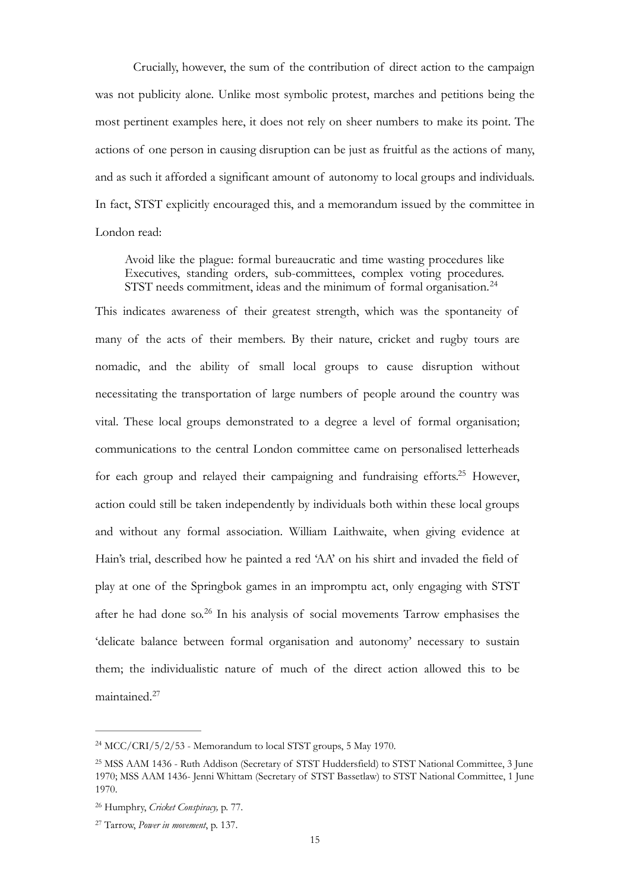Crucially, however, the sum of the contribution of direct action to the campaign was not publicity alone. Unlike most symbolic protest, marches and petitions being the most pertinent examples here, it does not rely on sheer numbers to make its point. The actions of one person in causing disruption can be just as fruitful as the actions of many, and as such it afforded a significant amount of autonomy to local groups and individuals. In fact, STST explicitly encouraged this, and a memorandum issued by the committee in London read:

> Avoid like the plague: formal bureaucratic and time wasting procedures like Executives, standing orders, sub-committees, complex voting procedures. STST needs commitment, ideas and the minimum of formal organisation.[24]

This indicates awareness of their greatest strength, which was the spontaneity of many of the acts of their members. By their nature, cricket and rugby tours are nomadic, and the ability of small local groups to cause disruption without necessitating the transportation of large numbers of people around the country was vital. These local groups demonstrated to a degree a level of formal organisation; communications to the central London committee came on personalised letterheads for each group and relayed their campaigning and fundraising efforts.[25] However, action could still be taken independently by individuals both within these local groups and without any formal association. William Laithwaite, when giving evidence at Hain's trial, described how he painted a red 'AA' on his shirt and invaded the field of play at one of the Springbok games in an impromptu act, only engaging with STST after he had done so.[26] In his analysis of social movements Tarrow emphasises the 'delicate balance between formal organisation and autonomy' necessary to sustain them; the individualistic nature of much of the direct action allowed this to be maintained.[27]

---

[24] MCC/CRI/5/2/53 - Memorandum to local STST groups, 5 May 1970.

[25] MSS AAM 1436 - Ruth Addison (Secretary of STST Huddersfield) to STST National Committee, 3 June 1970; MSS AAM 1436- Jenni Whittam (Secretary of STST Bassetlaw) to STST National Committee, 1 June 1970.

[26] Humphry, *Cricket Conspiracy,* p. 77.

[27] Tarrow, *Power in movement*, p. 137.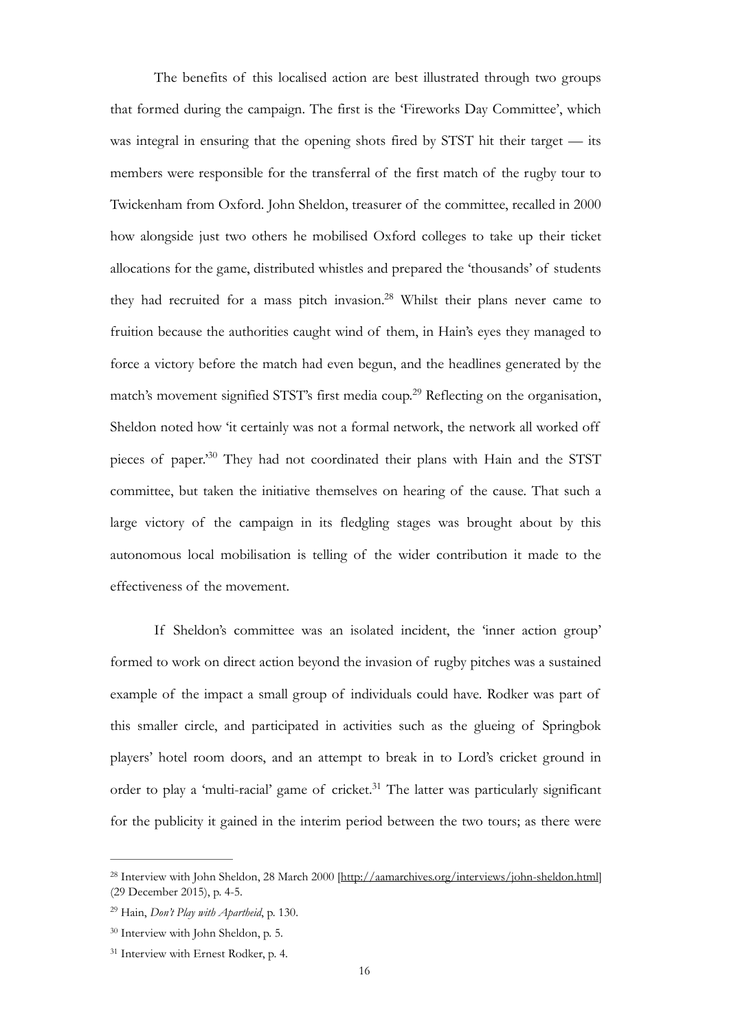The benefits of this localised action are best illustrated through two groups that formed during the campaign. The first is the 'Fireworks Day Committee', which was integral in ensuring that the opening shots fired by STST hit their target — its members were responsible for the transferral of the first match of the rugby tour to Twickenham from Oxford. John Sheldon, treasurer of the committee, recalled in 2000 how alongside just two others he mobilised Oxford colleges to take up their ticket allocations for the game, distributed whistles and prepared the 'thousands' of students they had recruited for a mass pitch invasion.[28] Whilst their plans never came to fruition because the authorities caught wind of them, in Hain's eyes they managed to force a victory before the match had even begun, and the headlines generated by the match's movement signified STST's first media coup.[29] Reflecting on the organisation, Sheldon noted how 'it certainly was not a formal network, the network all worked off pieces of paper.'[30] They had not coordinated their plans with Hain and the STST committee, but taken the initiative themselves on hearing of the cause. That such a large victory of the campaign in its fledgling stages was brought about by this autonomous local mobilisation is telling of the wider contribution it made to the effectiveness of the movement.

If Sheldon's committee was an isolated incident, the 'inner action group' formed to work on direct action beyond the invasion of rugby pitches was a sustained example of the impact a small group of individuals could have. Rodker was part of this smaller circle, and participated in activities such as the glueing of Springbok players' hotel room doors, and an attempt to break in to Lord's cricket ground in order to play a 'multi-racial' game of cricket.[31] The latter was particularly significant for the publicity it gained in the interim period between the two tours; as there were

---

[28] Interview with John Sheldon, 28 March 2000 [http://aamarchives.org/interviews/john-sheldon.html] (29 December 2015), p. 4-5.

[29] Hain, *Don't Play with Apartheid*, p. 130.

[30] Interview with John Sheldon, p. 5.

[31] Interview with Ernest Rodker, p. 4.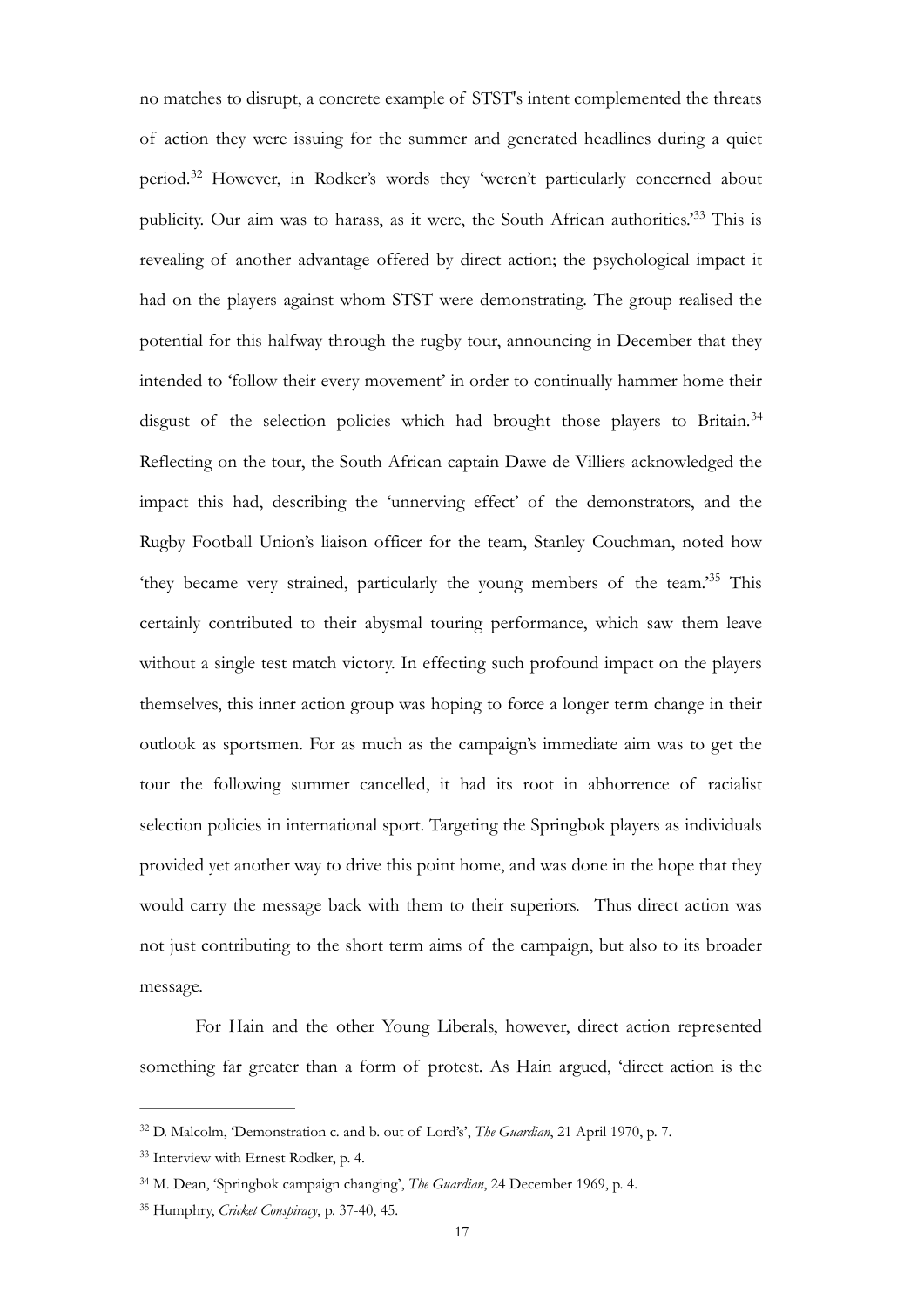no matches to disrupt, a concrete example of STST's intent complemented the threats of action they were issuing for the summer and generated headlines during a quiet period.[32] However, in Rodker's words they 'weren't particularly concerned about publicity. Our aim was to harass, as it were, the South African authorities.'[33] This is revealing of another advantage offered by direct action; the psychological impact it had on the players against whom STST were demonstrating. The group realised the potential for this halfway through the rugby tour, announcing in December that they intended to 'follow their every movement' in order to continually hammer home their disgust of the selection policies which had brought those players to Britain.[34] Reflecting on the tour, the South African captain Dawe de Villiers acknowledged the impact this had, describing the 'unnerving effect' of the demonstrators, and the Rugby Football Union's liaison officer for the team, Stanley Couchman, noted how 'they became very strained, particularly the young members of the team.'[35] This certainly contributed to their abysmal touring performance, which saw them leave without a single test match victory. In effecting such profound impact on the players themselves, this inner action group was hoping to force a longer term change in their outlook as sportsmen. For as much as the campaign's immediate aim was to get the tour the following summer cancelled, it had its root in abhorrence of racialist selection policies in international sport. Targeting the Springbok players as individuals provided yet another way to drive this point home, and was done in the hope that they would carry the message back with them to their superiors. Thus direct action was not just contributing to the short term aims of the campaign, but also to its broader message.

For Hain and the other Young Liberals, however, direct action represented something far greater than a form of protest. As Hain argued, 'direct action is the

---

[32] D. Malcolm, 'Demonstration c. and b. out of Lord's', *The Guardian*, 21 April 1970, p. 7.

[33] Interview with Ernest Rodker, p. 4.

[34] M. Dean, 'Springbok campaign changing', *The Guardian*, 24 December 1969, p. 4.

[35] Humphry, *Cricket Conspiracy*, p. 37-40, 45.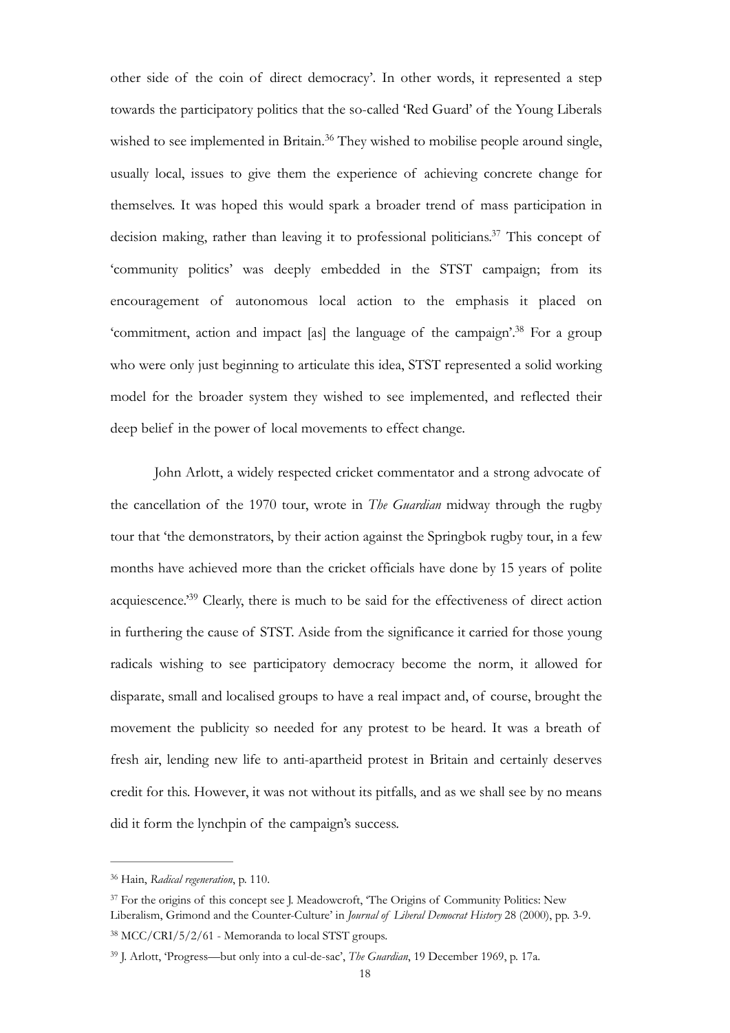other side of the coin of direct democracy'. In other words, it represented a step towards the participatory politics that the so-called 'Red Guard' of the Young Liberals wished to see implemented in Britain.[36] They wished to mobilise people around single, usually local, issues to give them the experience of achieving concrete change for themselves. It was hoped this would spark a broader trend of mass participation in decision making, rather than leaving it to professional politicians.[37] This concept of 'community politics' was deeply embedded in the STST campaign; from its encouragement of autonomous local action to the emphasis it placed on 'commitment, action and impact [as] the language of the campaign'.[38] For a group who were only just beginning to articulate this idea, STST represented a solid working model for the broader system they wished to see implemented, and reflected their deep belief in the power of local movements to effect change.

John Arlott, a widely respected cricket commentator and a strong advocate of the cancellation of the 1970 tour, wrote in *The Guardian* midway through the rugby tour that 'the demonstrators, by their action against the Springbok rugby tour, in a few months have achieved more than the cricket officials have done by 15 years of polite acquiescence.'[39] Clearly, there is much to be said for the effectiveness of direct action in furthering the cause of STST. Aside from the significance it carried for those young radicals wishing to see participatory democracy become the norm, it allowed for disparate, small and localised groups to have a real impact and, of course, brought the movement the publicity so needed for any protest to be heard. It was a breath of fresh air, lending new life to anti-apartheid protest in Britain and certainly deserves credit for this. However, it was not without its pitfalls, and as we shall see by no means did it form the lynchpin of the campaign's success.

---

[36] Hain, *Radical regeneration*, p. 110.

[37] For the origins of this concept see J. Meadowcroft, 'The Origins of Community Politics: New Liberalism, Grimond and the Counter-Culture' in *Journal of Liberal Democrat History* 28 (2000), pp. 3-9.

[38] MCC/CRI/5/2/61 - Memoranda to local STST groups.

[39] J. Arlott, 'Progress—but only into a cul-de-sac', *The Guardian*, 19 December 1969, p. 17a.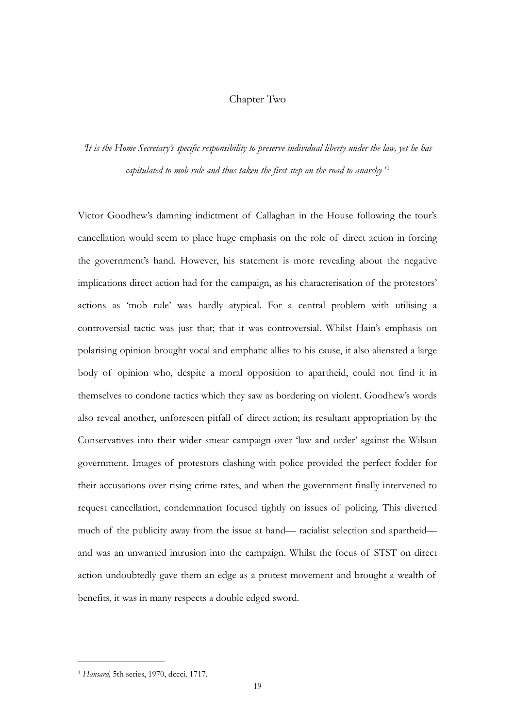# Chapter Two

*'It is the Home Secretary's specific responsibility to preserve individual liberty under the law, yet he has capitulated to mob rule and thus taken the first step on the road to anarchy'*[1]

Victor Goodhew's damning indictment of Callaghan in the House following the tour's cancellation would seem to place huge emphasis on the role of direct action in forcing the government's hand. However, his statement is more revealing about the negative implications direct action had for the campaign, as his characterisation of the protestors' actions as 'mob rule' was hardly atypical. For a central problem with utilising a controversial tactic was just that; that it was controversial. Whilst Hain's emphasis on polarising opinion brought vocal and emphatic allies to his cause, it also alienated a large body of opinion who, despite a moral opposition to apartheid, could not find it in themselves to condone tactics which they saw as bordering on violent. Goodhew's words also reveal another, unforeseen pitfall of direct action; its resultant appropriation by the Conservatives into their wider smear campaign over 'law and order' against the Wilson government. Images of protestors clashing with police provided the perfect fodder for their accusations over rising crime rates, and when the government finally intervened to request cancellation, condemnation focused tightly on issues of policing. This diverted much of the publicity away from the issue at hand— racialist selection and apartheid— and was an unwanted intrusion into the campaign. Whilst the focus of STST on direct action undoubtedly gave them an edge as a protest movement and brought a wealth of benefits, it was in many respects a double edged sword.

---

[1] *Hansard,* 5th series, 1970, dccci. 1717.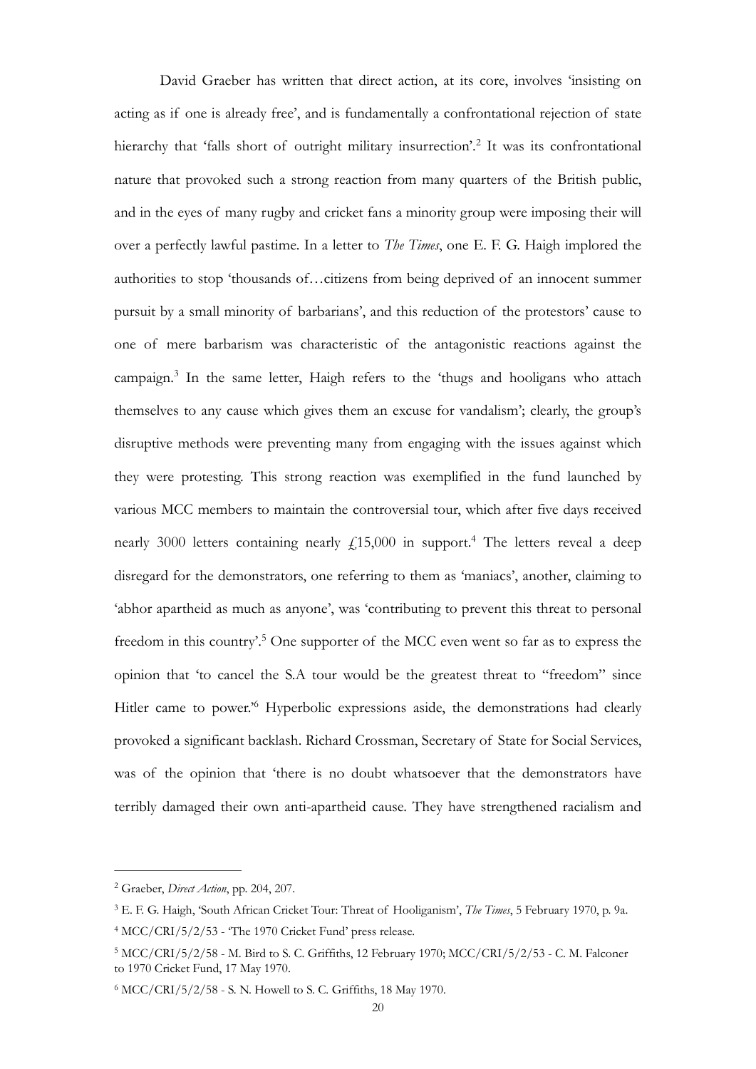David Graeber has written that direct action, at its core, involves 'insisting on acting as if one is already free', and is fundamentally a confrontational rejection of state hierarchy that 'falls short of outright military insurrection'.[2] It was its confrontational nature that provoked such a strong reaction from many quarters of the British public, and in the eyes of many rugby and cricket fans a minority group were imposing their will over a perfectly lawful pastime. In a letter to *The Times*, one E. F. G. Haigh implored the authorities to stop 'thousands of…citizens from being deprived of an innocent summer pursuit by a small minority of barbarians', and this reduction of the protestors' cause to one of mere barbarism was characteristic of the antagonistic reactions against the campaign.[3] In the same letter, Haigh refers to the 'thugs and hooligans who attach themselves to any cause which gives them an excuse for vandalism'; clearly, the group's disruptive methods were preventing many from engaging with the issues against which they were protesting. This strong reaction was exemplified in the fund launched by various MCC members to maintain the controversial tour, which after five days received nearly 3000 letters containing nearly £15,000 in support.[4] The letters reveal a deep disregard for the demonstrators, one referring to them as 'maniacs', another, claiming to 'abhor apartheid as much as anyone', was 'contributing to prevent this threat to personal freedom in this country'.[5] One supporter of the MCC even went so far as to express the opinion that 'to cancel the S.A tour would be the greatest threat to "freedom" since Hitler came to power.'[6] Hyperbolic expressions aside, the demonstrations had clearly provoked a significant backlash. Richard Crossman, Secretary of State for Social Services, was of the opinion that 'there is no doubt whatsoever that the demonstrators have terribly damaged their own anti-apartheid cause. They have strengthened racialism and

---

[2] Graeber, *Direct Action*, pp. 204, 207.

[3] E. F. G. Haigh, 'South African Cricket Tour: Threat of Hooliganism', *The Times*, 5 February 1970, p. 9a.

[4] MCC/CRI/5/2/53 - 'The 1970 Cricket Fund' press release.

[5] MCC/CRI/5/2/58 - M. Bird to S. C. Griffiths, 12 February 1970; MCC/CRI/5/2/53 - C. M. Falconer to 1970 Cricket Fund, 17 May 1970.

[6] MCC/CRI/5/2/58 - S. N. Howell to S. C. Griffiths, 18 May 1970.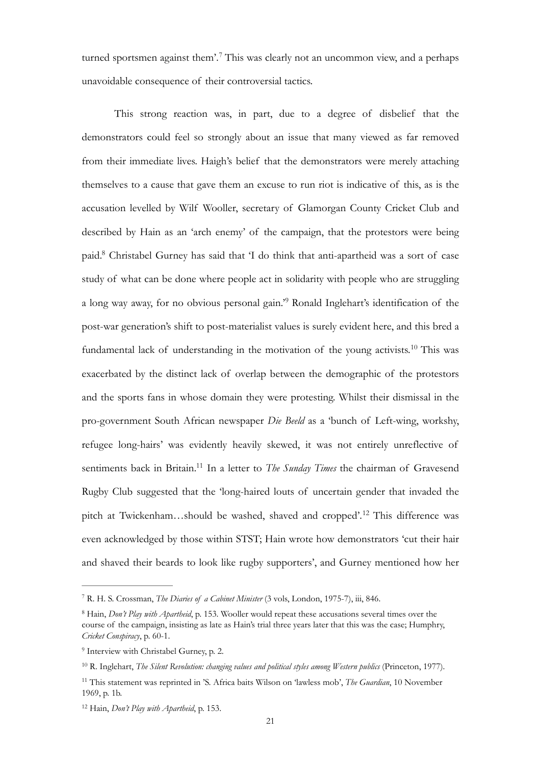turned sportsmen against them'.[7] This was clearly not an uncommon view, and a perhaps unavoidable consequence of their controversial tactics.

This strong reaction was, in part, due to a degree of disbelief that the demonstrators could feel so strongly about an issue that many viewed as far removed from their immediate lives. Haigh's belief that the demonstrators were merely attaching themselves to a cause that gave them an excuse to run riot is indicative of this, as is the accusation levelled by Wilf Wooller, secretary of Glamorgan County Cricket Club and described by Hain as an 'arch enemy' of the campaign, that the protestors were being paid.[8] Christabel Gurney has said that 'I do think that anti-apartheid was a sort of case study of what can be done where people act in solidarity with people who are struggling a long way away, for no obvious personal gain.'[9] Ronald Inglehart's identification of the post-war generation's shift to post-materialist values is surely evident here, and this bred a fundamental lack of understanding in the motivation of the young activists.[10] This was exacerbated by the distinct lack of overlap between the demographic of the protestors and the sports fans in whose domain they were protesting. Whilst their dismissal in the pro-government South African newspaper *Die Beeld* as a 'bunch of Left-wing, workshy, refugee long-hairs' was evidently heavily skewed, it was not entirely unreflective of sentiments back in Britain.[11] In a letter to *The Sunday Times* the chairman of Gravesend Rugby Club suggested that the 'long-haired louts of uncertain gender that invaded the pitch at Twickenham…should be washed, shaved and cropped'.[12] This difference was even acknowledged by those within STST; Hain wrote how demonstrators 'cut their hair and shaved their beards to look like rugby supporters', and Gurney mentioned how her

---

[7] R. H. S. Crossman, *The Diaries of a Cabinet Minister* (3 vols, London, 1975-7), iii, 846.

[8] Hain, *Don't Play with Apartheid*, p. 153. Wooller would repeat these accusations several times over the course of the campaign, insisting as late as Hain's trial three years later that this was the case; Humphry, *Cricket Conspiracy*, p. 60-1.

[9] Interview with Christabel Gurney, p. 2.

[10] R. Inglehart, *The Silent Revolution: changing values and political styles among Western publics* (Princeton, 1977).

[11] This statement was reprinted in 'S. Africa baits Wilson on 'lawless mob', *The Guardian*, 10 November 1969, p. 1b.

[12] Hain, *Don't Play with Apartheid*, p. 153.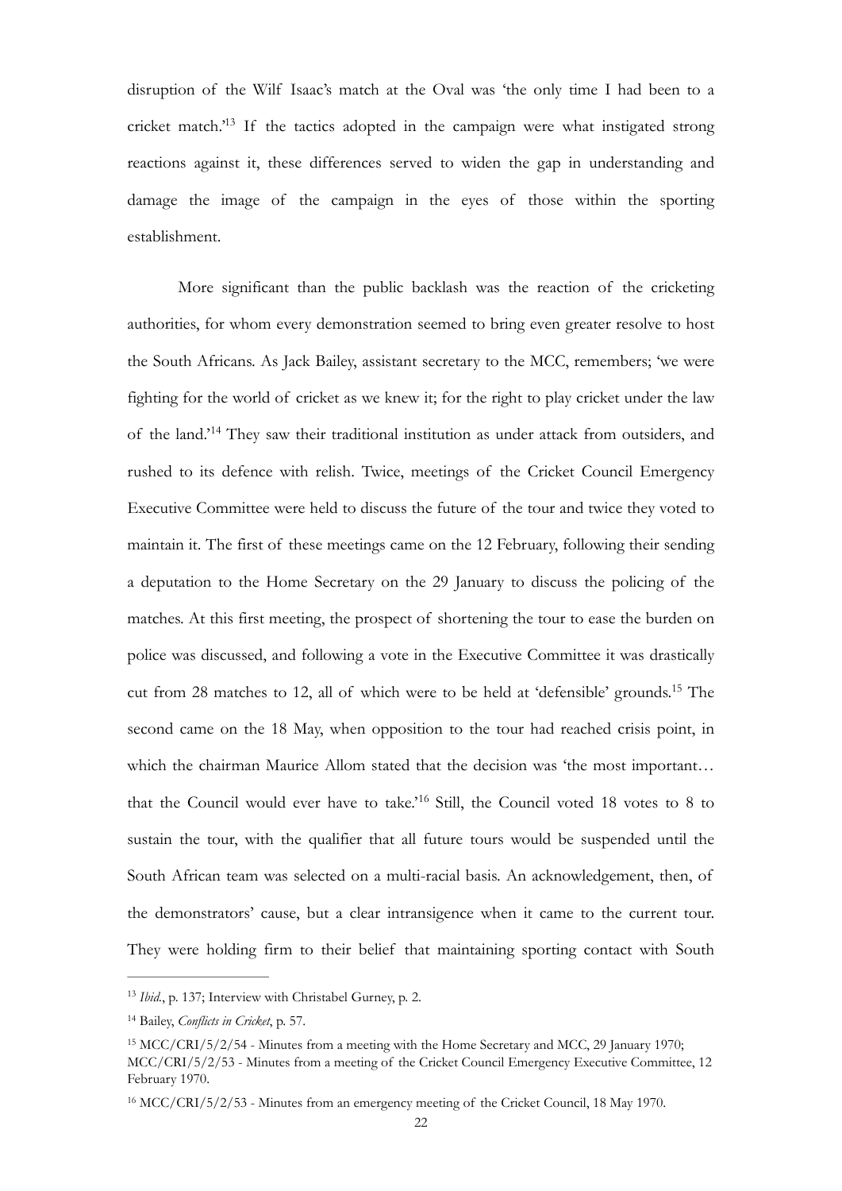disruption of the Wilf Isaac's match at the Oval was 'the only time I had been to a cricket match.'[13] If the tactics adopted in the campaign were what instigated strong reactions against it, these differences served to widen the gap in understanding and damage the image of the campaign in the eyes of those within the sporting establishment.

More significant than the public backlash was the reaction of the cricketing authorities, for whom every demonstration seemed to bring even greater resolve to host the South Africans. As Jack Bailey, assistant secretary to the MCC, remembers; 'we were fighting for the world of cricket as we knew it; for the right to play cricket under the law of the land.'[14] They saw their traditional institution as under attack from outsiders, and rushed to its defence with relish. Twice, meetings of the Cricket Council Emergency Executive Committee were held to discuss the future of the tour and twice they voted to maintain it. The first of these meetings came on the 12 February, following their sending a deputation to the Home Secretary on the 29 January to discuss the policing of the matches. At this first meeting, the prospect of shortening the tour to ease the burden on police was discussed, and following a vote in the Executive Committee it was drastically cut from 28 matches to 12, all of which were to be held at 'defensible' grounds.[15] The second came on the 18 May, when opposition to the tour had reached crisis point, in which the chairman Maurice Allom stated that the decision was 'the most important… that the Council would ever have to take.'[16] Still, the Council voted 18 votes to 8 to sustain the tour, with the qualifier that all future tours would be suspended until the South African team was selected on a multi-racial basis. An acknowledgement, then, of the demonstrators' cause, but a clear intransigence when it came to the current tour. They were holding firm to their belief that maintaining sporting contact with South

---

[13] *Ibid.*, p. 137; Interview with Christabel Gurney, p. 2.

[14] Bailey, *Conflicts in Cricket*, p. 57.

[15] MCC/CRI/5/2/54 - Minutes from a meeting with the Home Secretary and MCC, 29 January 1970; MCC/CRI/5/2/53 - Minutes from a meeting of the Cricket Council Emergency Executive Committee, 12 February 1970.

[16] MCC/CRI/5/2/53 - Minutes from an emergency meeting of the Cricket Council, 18 May 1970.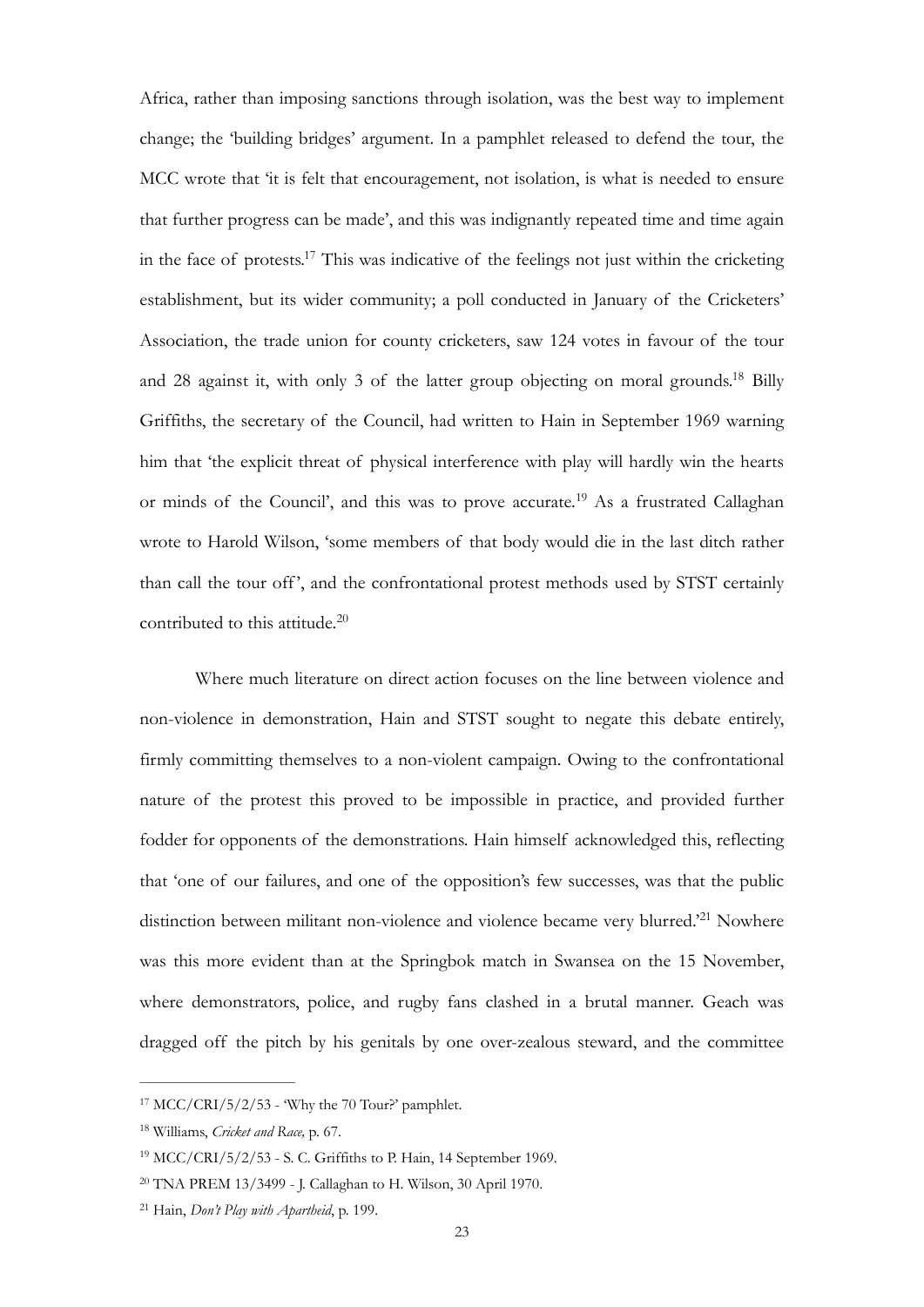Africa, rather than imposing sanctions through isolation, was the best way to implement change; the 'building bridges' argument. In a pamphlet released to defend the tour, the MCC wrote that 'it is felt that encouragement, not isolation, is what is needed to ensure that further progress can be made', and this was indignantly repeated time and time again in the face of protests.[17] This was indicative of the feelings not just within the cricketing establishment, but its wider community; a poll conducted in January of the Cricketers' Association, the trade union for county cricketers, saw 124 votes in favour of the tour and 28 against it, with only 3 of the latter group objecting on moral grounds.[18] Billy Griffiths, the secretary of the Council, had written to Hain in September 1969 warning him that 'the explicit threat of physical interference with play will hardly win the hearts or minds of the Council', and this was to prove accurate.[19] As a frustrated Callaghan wrote to Harold Wilson, 'some members of that body would die in the last ditch rather than call the tour off', and the confrontational protest methods used by STST certainly contributed to this attitude.[20]

Where much literature on direct action focuses on the line between violence and non-violence in demonstration, Hain and STST sought to negate this debate entirely, firmly committing themselves to a non-violent campaign. Owing to the confrontational nature of the protest this proved to be impossible in practice, and provided further fodder for opponents of the demonstrations. Hain himself acknowledged this, reflecting that 'one of our failures, and one of the opposition's few successes, was that the public distinction between militant non-violence and violence became very blurred.'[21] Nowhere was this more evident than at the Springbok match in Swansea on the 15 November, where demonstrators, police, and rugby fans clashed in a brutal manner. Geach was dragged off the pitch by his genitals by one over-zealous steward, and the committee

---

[17] MCC/CRI/5/2/53 - 'Why the 70 Tour?' pamphlet.

[18] Williams, *Cricket and Race,* p. 67.

[19] MCC/CRI/5/2/53 - S. C. Griffiths to P. Hain, 14 September 1969.

[20] TNA PREM 13/3499 - J. Callaghan to H. Wilson, 30 April 1970.

[21] Hain, *Don't Play with Apartheid*, p. 199.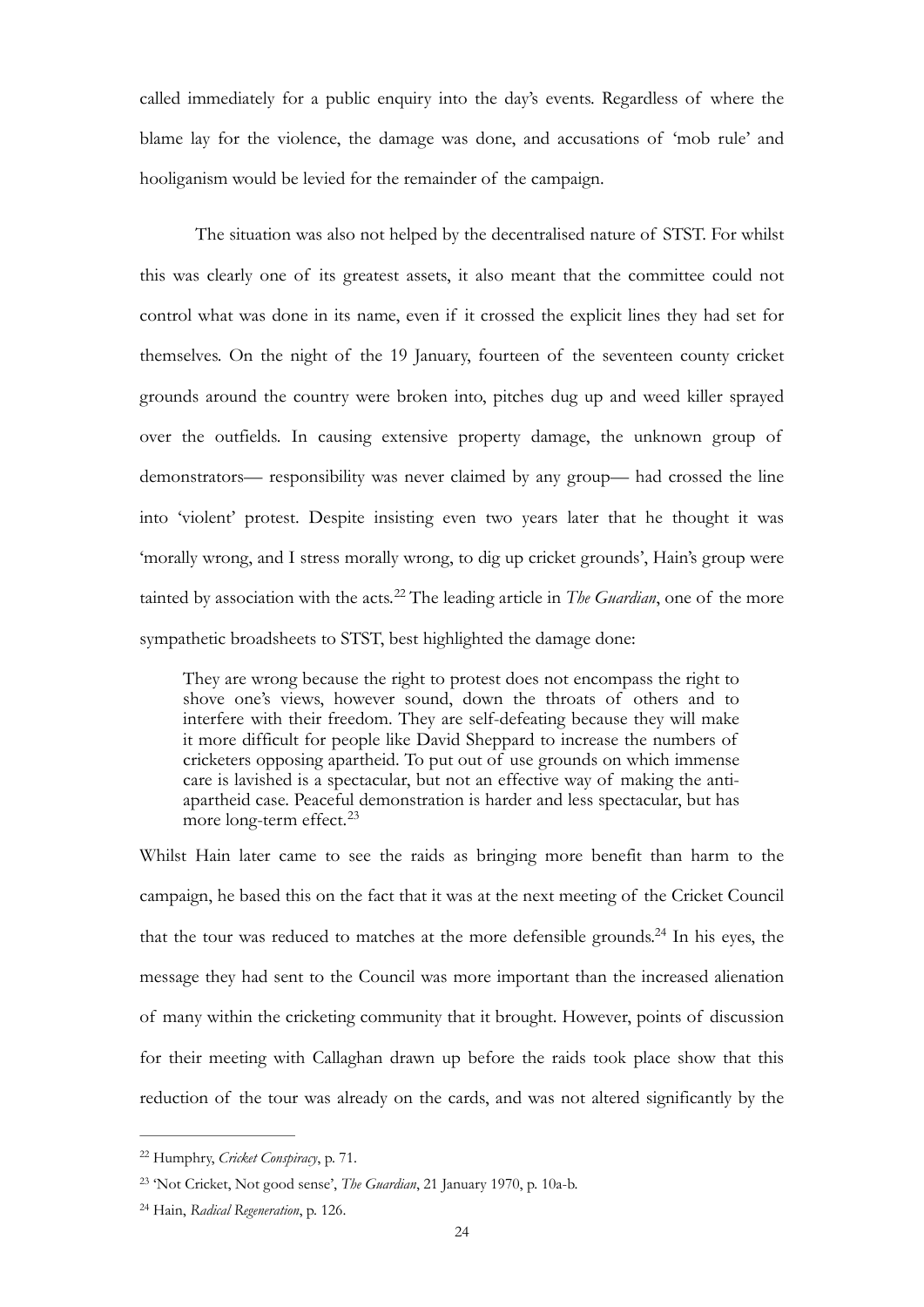called immediately for a public enquiry into the day's events. Regardless of where the blame lay for the violence, the damage was done, and accusations of 'mob rule' and hooliganism would be levied for the remainder of the campaign.

The situation was also not helped by the decentralised nature of STST. For whilst this was clearly one of its greatest assets, it also meant that the committee could not control what was done in its name, even if it crossed the explicit lines they had set for themselves. On the night of the 19 January, fourteen of the seventeen county cricket grounds around the country were broken into, pitches dug up and weed killer sprayed over the outfields. In causing extensive property damage, the unknown group of demonstrators— responsibility was never claimed by any group— had crossed the line into 'violent' protest. Despite insisting even two years later that he thought it was 'morally wrong, and I stress morally wrong, to dig up cricket grounds', Hain's group were tainted by association with the acts.[22] The leading article in *The Guardian*, one of the more sympathetic broadsheets to STST, best highlighted the damage done:

> They are wrong because the right to protest does not encompass the right to shove one's views, however sound, down the throats of others and to interfere with their freedom. They are self-defeating because they will make it more difficult for people like David Sheppard to increase the numbers of cricketers opposing apartheid. To put out of use grounds on which immense care is lavished is a spectacular, but not an effective way of making the anti-apartheid case. Peaceful demonstration is harder and less spectacular, but has more long-term effect.[23]

Whilst Hain later came to see the raids as bringing more benefit than harm to the campaign, he based this on the fact that it was at the next meeting of the Cricket Council that the tour was reduced to matches at the more defensible grounds.[24] In his eyes, the message they had sent to the Council was more important than the increased alienation of many within the cricketing community that it brought. However, points of discussion for their meeting with Callaghan drawn up before the raids took place show that this reduction of the tour was already on the cards, and was not altered significantly by the

---

[22] Humphry, *Cricket Conspiracy*, p. 71.

[23] 'Not Cricket, Not good sense', *The Guardian*, 21 January 1970, p. 10a-b.

[24] Hain, *Radical Regeneration*, p. 126.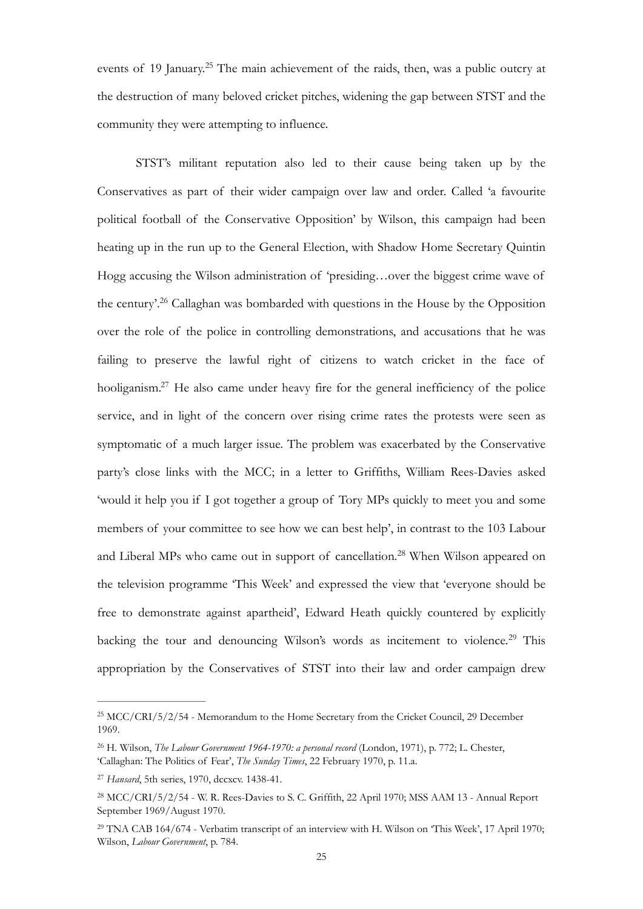events of 19 January.[25] The main achievement of the raids, then, was a public outcry at the destruction of many beloved cricket pitches, widening the gap between STST and the community they were attempting to influence.

STST's militant reputation also led to their cause being taken up by the Conservatives as part of their wider campaign over law and order. Called 'a favourite political football of the Conservative Opposition' by Wilson, this campaign had been heating up in the run up to the General Election, with Shadow Home Secretary Quintin Hogg accusing the Wilson administration of 'presiding…over the biggest crime wave of the century'.[26] Callaghan was bombarded with questions in the House by the Opposition over the role of the police in controlling demonstrations, and accusations that he was failing to preserve the lawful right of citizens to watch cricket in the face of hooliganism.[27] He also came under heavy fire for the general inefficiency of the police service, and in light of the concern over rising crime rates the protests were seen as symptomatic of a much larger issue. The problem was exacerbated by the Conservative party's close links with the MCC; in a letter to Griffiths, William Rees-Davies asked 'would it help you if I got together a group of Tory MPs quickly to meet you and some members of your committee to see how we can best help', in contrast to the 103 Labour and Liberal MPs who came out in support of cancellation.[28] When Wilson appeared on the television programme 'This Week' and expressed the view that 'everyone should be free to demonstrate against apartheid', Edward Heath quickly countered by explicitly backing the tour and denouncing Wilson's words as incitement to violence.[29] This appropriation by the Conservatives of STST into their law and order campaign drew

---

[25] MCC/CRI/5/2/54 - Memorandum to the Home Secretary from the Cricket Council, 29 December 1969.

[26] H. Wilson, *The Labour Government 1964-1970: a personal record* (London, 1971), p. 772; L. Chester, 'Callaghan: The Politics of Fear', *The Sunday Times*, 22 February 1970, p. 11.a.

[27] *Hansard*, 5th series, 1970, dccxcv. 1438-41.

[28] MCC/CRI/5/2/54 - W. R. Rees-Davies to S. C. Griffith, 22 April 1970; MSS AAM 13 - Annual Report September 1969/August 1970.

[29] TNA CAB 164/674 - Verbatim transcript of an interview with H. Wilson on 'This Week', 17 April 1970; Wilson, *Labour Government*, p. 784.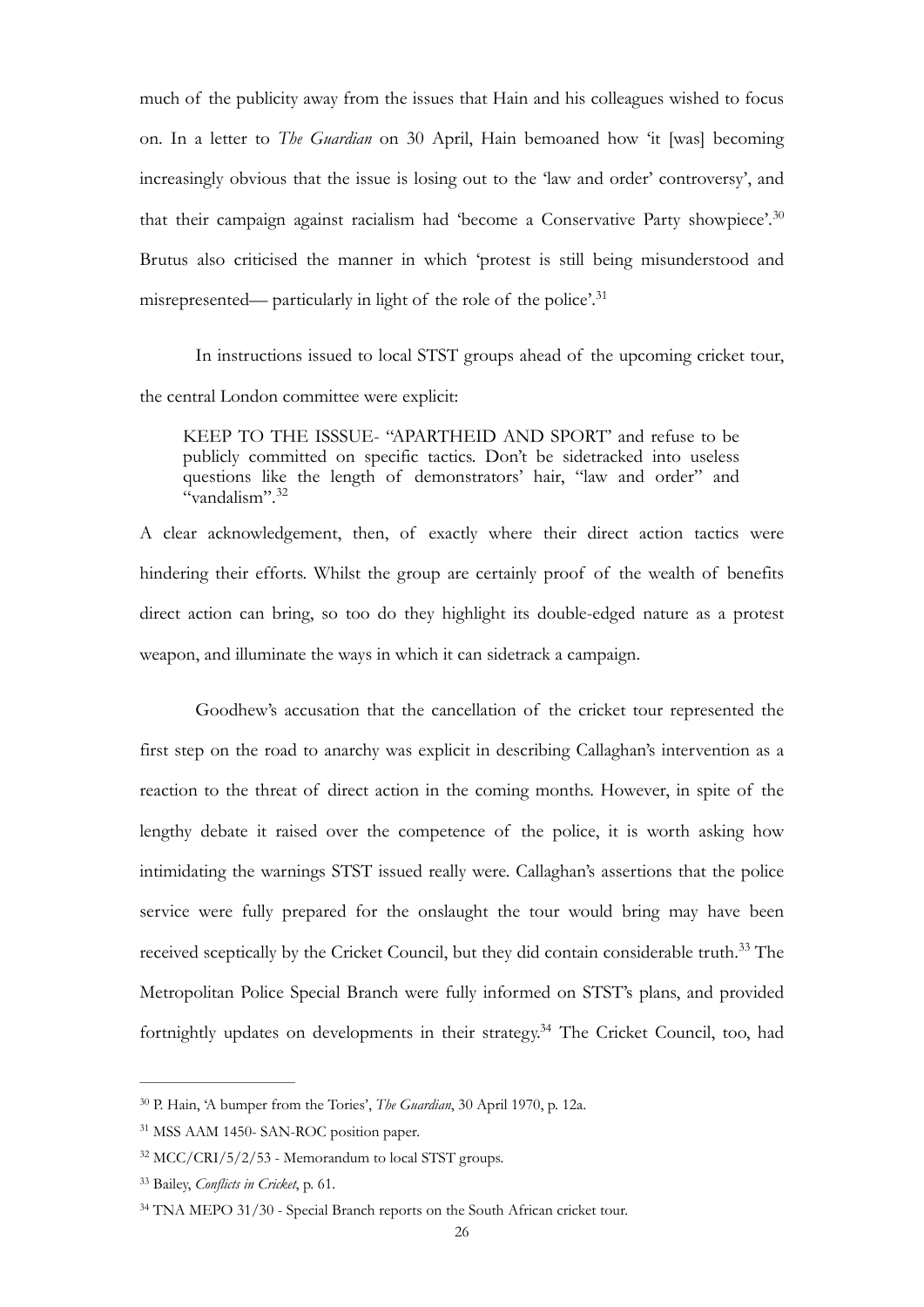much of the publicity away from the issues that Hain and his colleagues wished to focus on. In a letter to *The Guardian* on 30 April, Hain bemoaned how 'it [was] becoming increasingly obvious that the issue is losing out to the 'law and order' controversy', and that their campaign against racialism had 'become a Conservative Party showpiece'.[30] Brutus also criticised the manner in which 'protest is still being misunderstood and misrepresented— particularly in light of the role of the police'.[31]

In instructions issued to local STST groups ahead of the upcoming cricket tour, the central London committee were explicit:

> KEEP TO THE ISSSUE- "APARTHEID AND SPORT" and refuse to be publicly committed on specific tactics. Don't be sidetracked into useless questions like the length of demonstrators' hair, "law and order" and "vandalism".[32]

A clear acknowledgement, then, of exactly where their direct action tactics were hindering their efforts. Whilst the group are certainly proof of the wealth of benefits direct action can bring, so too do they highlight its double-edged nature as a protest weapon, and illuminate the ways in which it can sidetrack a campaign.

Goodhew's accusation that the cancellation of the cricket tour represented the first step on the road to anarchy was explicit in describing Callaghan's intervention as a reaction to the threat of direct action in the coming months. However, in spite of the lengthy debate it raised over the competence of the police, it is worth asking how intimidating the warnings STST issued really were. Callaghan's assertions that the police service were fully prepared for the onslaught the tour would bring may have been received sceptically by the Cricket Council, but they did contain considerable truth.[33] The Metropolitan Police Special Branch were fully informed on STST's plans, and provided fortnightly updates on developments in their strategy.[34] The Cricket Council, too, had

---

[30] P. Hain, 'A bumper from the Tories', *The Guardian*, 30 April 1970, p. 12a.

[31] MSS AAM 1450- SAN-ROC position paper.

[32] MCC/CRI/5/2/53 - Memorandum to local STST groups.

[33] Bailey, *Conflicts in Cricket*, p. 61.

[34] TNA MEPO 31/30 - Special Branch reports on the South African cricket tour.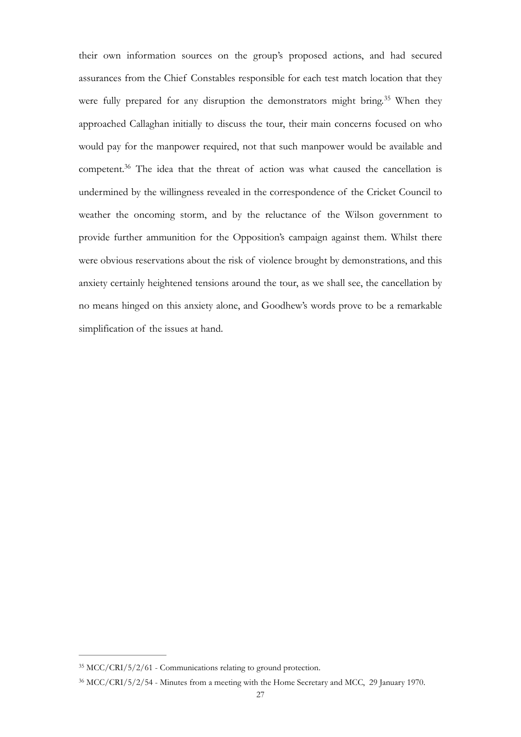their own information sources on the group's proposed actions, and had secured assurances from the Chief Constables responsible for each test match location that they were fully prepared for any disruption the demonstrators might bring.[35] When they approached Callaghan initially to discuss the tour, their main concerns focused on who would pay for the manpower required, not that such manpower would be available and competent.[36] The idea that the threat of action was what caused the cancellation is undermined by the willingness revealed in the correspondence of the Cricket Council to weather the oncoming storm, and by the reluctance of the Wilson government to provide further ammunition for the Opposition's campaign against them. Whilst there were obvious reservations about the risk of violence brought by demonstrations, and this anxiety certainly heightened tensions around the tour, as we shall see, the cancellation by no means hinged on this anxiety alone, and Goodhew's words prove to be a remarkable simplification of the issues at hand.

[35] MCC/CRI/5/2/61 - Communications relating to ground protection.

[36] MCC/CRI/5/2/54 - Minutes from a meeting with the Home Secretary and MCC, 29 January 1970.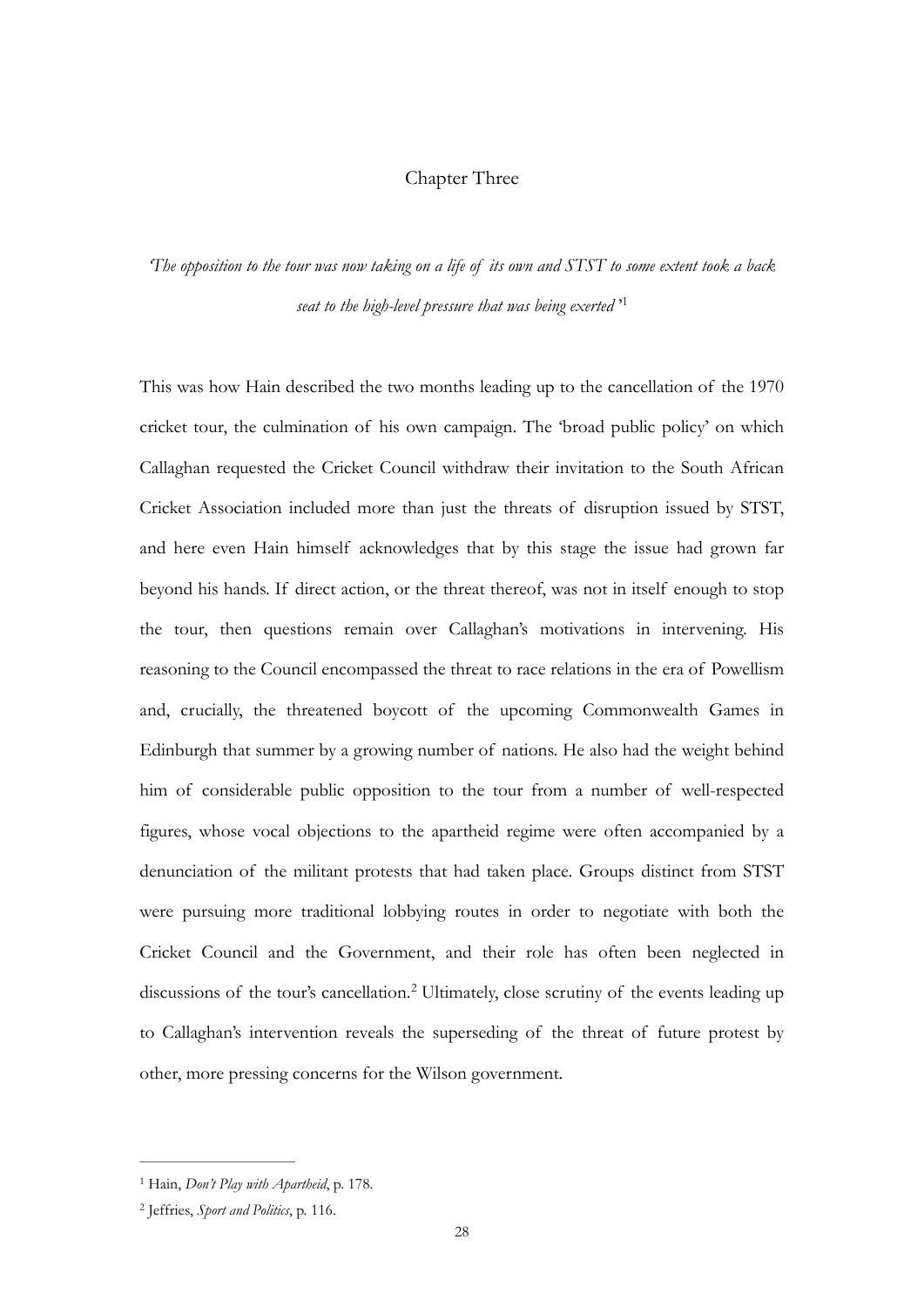# Chapter Three

*'The opposition to the tour was now taking on a life of its own and STST to some extent took a back seat to the high-level pressure that was being exerted'*[1]

This was how Hain described the two months leading up to the cancellation of the 1970 cricket tour, the culmination of his own campaign. The 'broad public policy' on which Callaghan requested the Cricket Council withdraw their invitation to the South African Cricket Association included more than just the threats of disruption issued by STST, and here even Hain himself acknowledges that by this stage the issue had grown far beyond his hands. If direct action, or the threat thereof, was not in itself enough to stop the tour, then questions remain over Callaghan's motivations in intervening. His reasoning to the Council encompassed the threat to race relations in the era of Powellism and, crucially, the threatened boycott of the upcoming Commonwealth Games in Edinburgh that summer by a growing number of nations. He also had the weight behind him of considerable public opposition to the tour from a number of well-respected figures, whose vocal objections to the apartheid regime were often accompanied by a denunciation of the militant protests that had taken place. Groups distinct from STST were pursuing more traditional lobbying routes in order to negotiate with both the Cricket Council and the Government, and their role has often been neglected in discussions of the tour's cancellation.[2] Ultimately, close scrutiny of the events leading up to Callaghan's intervention reveals the superseding of the threat of future protest by other, more pressing concerns for the Wilson government.

---

[1] Hain, *Don't Play with Apartheid*, p. 178.

[2] Jeffries, *Sport and Politics*, p. 116.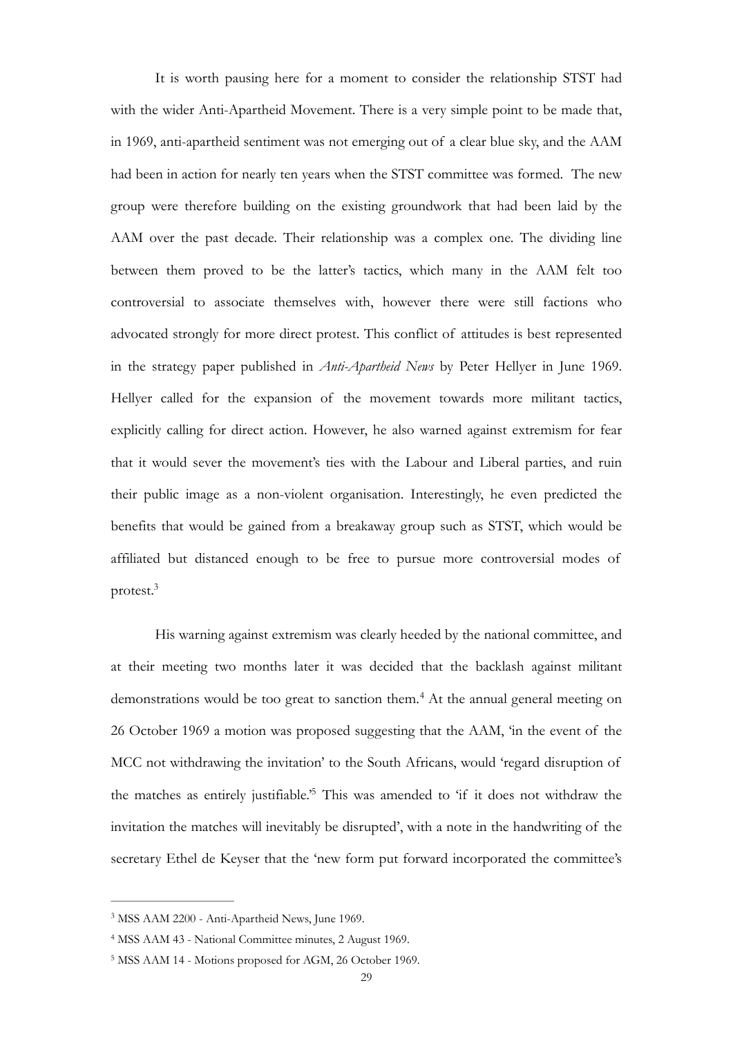It is worth pausing here for a moment to consider the relationship STST had with the wider Anti-Apartheid Movement. There is a very simple point to be made that, in 1969, anti-apartheid sentiment was not emerging out of a clear blue sky, and the AAM had been in action for nearly ten years when the STST committee was formed. The new group were therefore building on the existing groundwork that had been laid by the AAM over the past decade. Their relationship was a complex one. The dividing line between them proved to be the latter's tactics, which many in the AAM felt too controversial to associate themselves with, however there were still factions who advocated strongly for more direct protest. This conflict of attitudes is best represented in the strategy paper published in *Anti-Apartheid News* by Peter Hellyer in June 1969. Hellyer called for the expansion of the movement towards more militant tactics, explicitly calling for direct action. However, he also warned against extremism for fear that it would sever the movement's ties with the Labour and Liberal parties, and ruin their public image as a non-violent organisation. Interestingly, he even predicted the benefits that would be gained from a breakaway group such as STST, which would be affiliated but distanced enough to be free to pursue more controversial modes of protest.[3]

His warning against extremism was clearly heeded by the national committee, and at their meeting two months later it was decided that the backlash against militant demonstrations would be too great to sanction them.[4] At the annual general meeting on 26 October 1969 a motion was proposed suggesting that the AAM, 'in the event of the MCC not withdrawing the invitation' to the South Africans, would 'regard disruption of the matches as entirely justifiable.'[5] This was amended to 'if it does not withdraw the invitation the matches will inevitably be disrupted', with a note in the handwriting of the secretary Ethel de Keyser that the 'new form put forward incorporated the committee's

---

[3] MSS AAM 2200 - Anti-Apartheid News, June 1969.

[4] MSS AAM 43 - National Committee minutes, 2 August 1969.

[5] MSS AAM 14 - Motions proposed for AGM, 26 October 1969.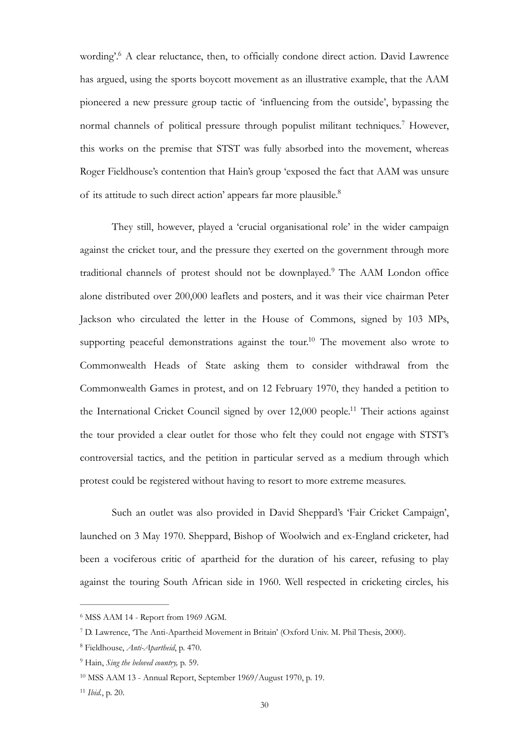wording'.[6] A clear reluctance, then, to officially condone direct action. David Lawrence has argued, using the sports boycott movement as an illustrative example, that the AAM pioneered a new pressure group tactic of 'influencing from the outside', bypassing the normal channels of political pressure through populist militant techniques.[7] However, this works on the premise that STST was fully absorbed into the movement, whereas Roger Fieldhouse's contention that Hain's group 'exposed the fact that AAM was unsure of its attitude to such direct action' appears far more plausible.[8]

They still, however, played a 'crucial organisational role' in the wider campaign against the cricket tour, and the pressure they exerted on the government through more traditional channels of protest should not be downplayed.[9] The AAM London office alone distributed over 200,000 leaflets and posters, and it was their vice chairman Peter Jackson who circulated the letter in the House of Commons, signed by 103 MPs, supporting peaceful demonstrations against the tour.[10] The movement also wrote to Commonwealth Heads of State asking them to consider withdrawal from the Commonwealth Games in protest, and on 12 February 1970, they handed a petition to the International Cricket Council signed by over 12,000 people.[11] Their actions against the tour provided a clear outlet for those who felt they could not engage with STST's controversial tactics, and the petition in particular served as a medium through which protest could be registered without having to resort to more extreme measures.

Such an outlet was also provided in David Sheppard's 'Fair Cricket Campaign', launched on 3 May 1970. Sheppard, Bishop of Woolwich and ex-England cricketer, had been a vociferous critic of apartheid for the duration of his career, refusing to play against the touring South African side in 1960. Well respected in cricketing circles, his

---

[6] MSS AAM 14 - Report from 1969 AGM.

[7] D. Lawrence, 'The Anti-Apartheid Movement in Britain' (Oxford Univ. M. Phil Thesis, 2000).

[8] Fieldhouse, *Anti-Apartheid*, p. 470.

[9] Hain, *Sing the beloved country,* p. 59.

[10] MSS AAM 13 - Annual Report, September 1969/August 1970, p. 19.

[11] *Ibid.*, p. 20.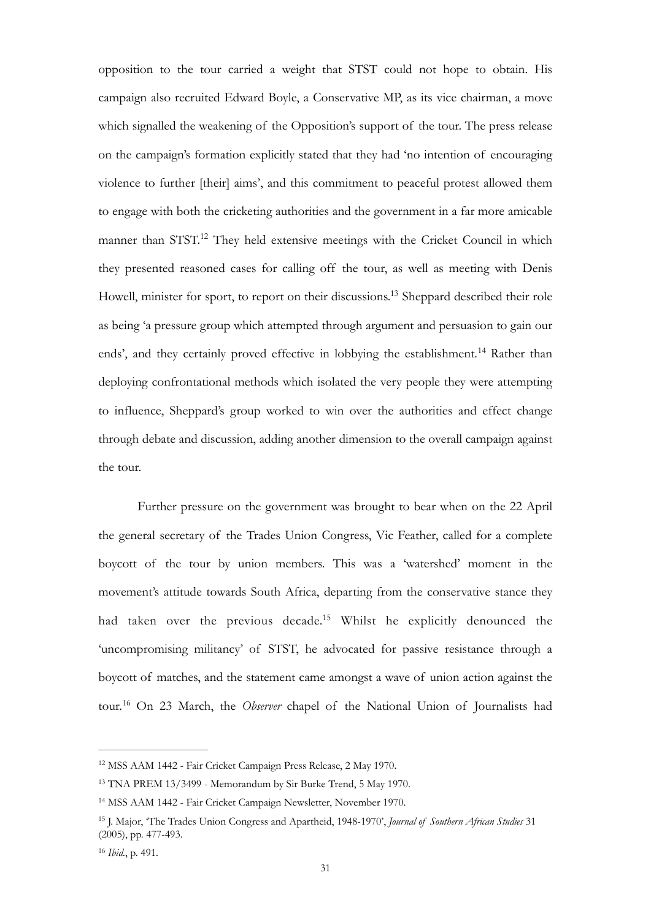opposition to the tour carried a weight that STST could not hope to obtain. His campaign also recruited Edward Boyle, a Conservative MP, as its vice chairman, a move which signalled the weakening of the Opposition's support of the tour. The press release on the campaign's formation explicitly stated that they had 'no intention of encouraging violence to further [their] aims', and this commitment to peaceful protest allowed them to engage with both the cricketing authorities and the government in a far more amicable manner than STST.[12] They held extensive meetings with the Cricket Council in which they presented reasoned cases for calling off the tour, as well as meeting with Denis Howell, minister for sport, to report on their discussions.[13] Sheppard described their role as being 'a pressure group which attempted through argument and persuasion to gain our ends', and they certainly proved effective in lobbying the establishment.[14] Rather than deploying confrontational methods which isolated the very people they were attempting to influence, Sheppard's group worked to win over the authorities and effect change through debate and discussion, adding another dimension to the overall campaign against the tour.

Further pressure on the government was brought to bear when on the 22 April the general secretary of the Trades Union Congress, Vic Feather, called for a complete boycott of the tour by union members. This was a 'watershed' moment in the movement's attitude towards South Africa, departing from the conservative stance they had taken over the previous decade.[15] Whilst he explicitly denounced the 'uncompromising militancy' of STST, he advocated for passive resistance through a boycott of matches, and the statement came amongst a wave of union action against the tour.[16] On 23 March, the *Observer* chapel of the National Union of Journalists had

---

[12] MSS AAM 1442 - Fair Cricket Campaign Press Release, 2 May 1970.

[13] TNA PREM 13/3499 - Memorandum by Sir Burke Trend, 5 May 1970.

[14] MSS AAM 1442 - Fair Cricket Campaign Newsletter, November 1970.

[15] J. Major, 'The Trades Union Congress and Apartheid, 1948-1970', *Journal of Southern African Studies* 31 (2005), pp. 477-493.

[16] *Ibid.*, p. 491.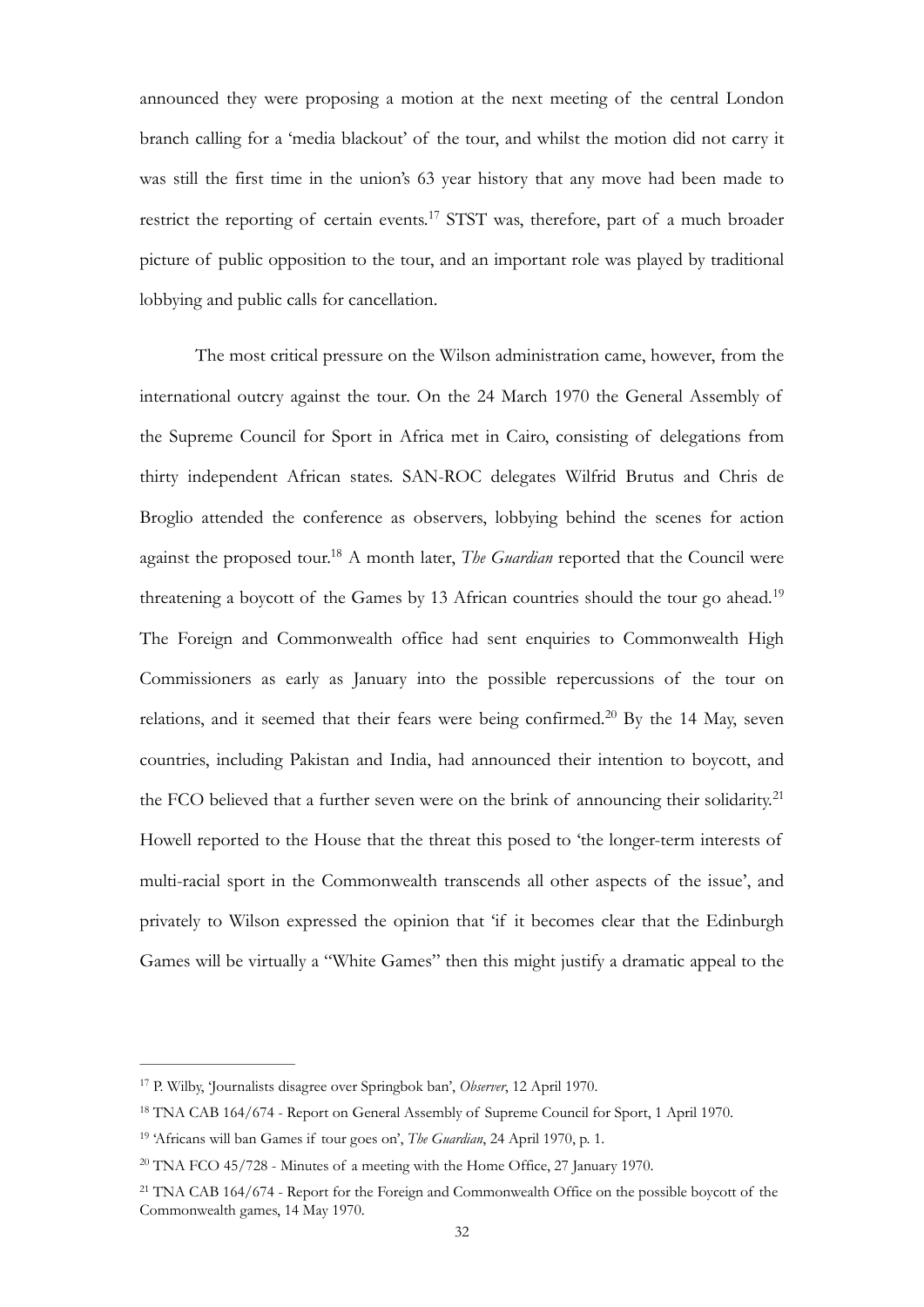announced they were proposing a motion at the next meeting of the central London branch calling for a 'media blackout' of the tour, and whilst the motion did not carry it was still the first time in the union's 63 year history that any move had been made to restrict the reporting of certain events.[17] STST was, therefore, part of a much broader picture of public opposition to the tour, and an important role was played by traditional lobbying and public calls for cancellation.

The most critical pressure on the Wilson administration came, however, from the international outcry against the tour. On the 24 March 1970 the General Assembly of the Supreme Council for Sport in Africa met in Cairo, consisting of delegations from thirty independent African states. SAN-ROC delegates Wilfrid Brutus and Chris de Broglio attended the conference as observers, lobbying behind the scenes for action against the proposed tour.[18] A month later, *The Guardian* reported that the Council were threatening a boycott of the Games by 13 African countries should the tour go ahead.[19] The Foreign and Commonwealth office had sent enquiries to Commonwealth High Commissioners as early as January into the possible repercussions of the tour on relations, and it seemed that their fears were being confirmed.[20] By the 14 May, seven countries, including Pakistan and India, had announced their intention to boycott, and the FCO believed that a further seven were on the brink of announcing their solidarity.[21] Howell reported to the House that the threat this posed to 'the longer-term interests of multi-racial sport in the Commonwealth transcends all other aspects of the issue', and privately to Wilson expressed the opinion that 'if it becomes clear that the Edinburgh Games will be virtually a "White Games" then this might justify a dramatic appeal to the

---

[17] P. Wilby, 'Journalists disagree over Springbok ban', *Observer*, 12 April 1970.

[18] TNA CAB 164/674 - Report on General Assembly of Supreme Council for Sport, 1 April 1970.

[19] 'Africans will ban Games if tour goes on', *The Guardian*, 24 April 1970, p. 1.

[20] TNA FCO 45/728 - Minutes of a meeting with the Home Office, 27 January 1970.

[21] TNA CAB 164/674 - Report for the Foreign and Commonwealth Office on the possible boycott of the Commonwealth games, 14 May 1970.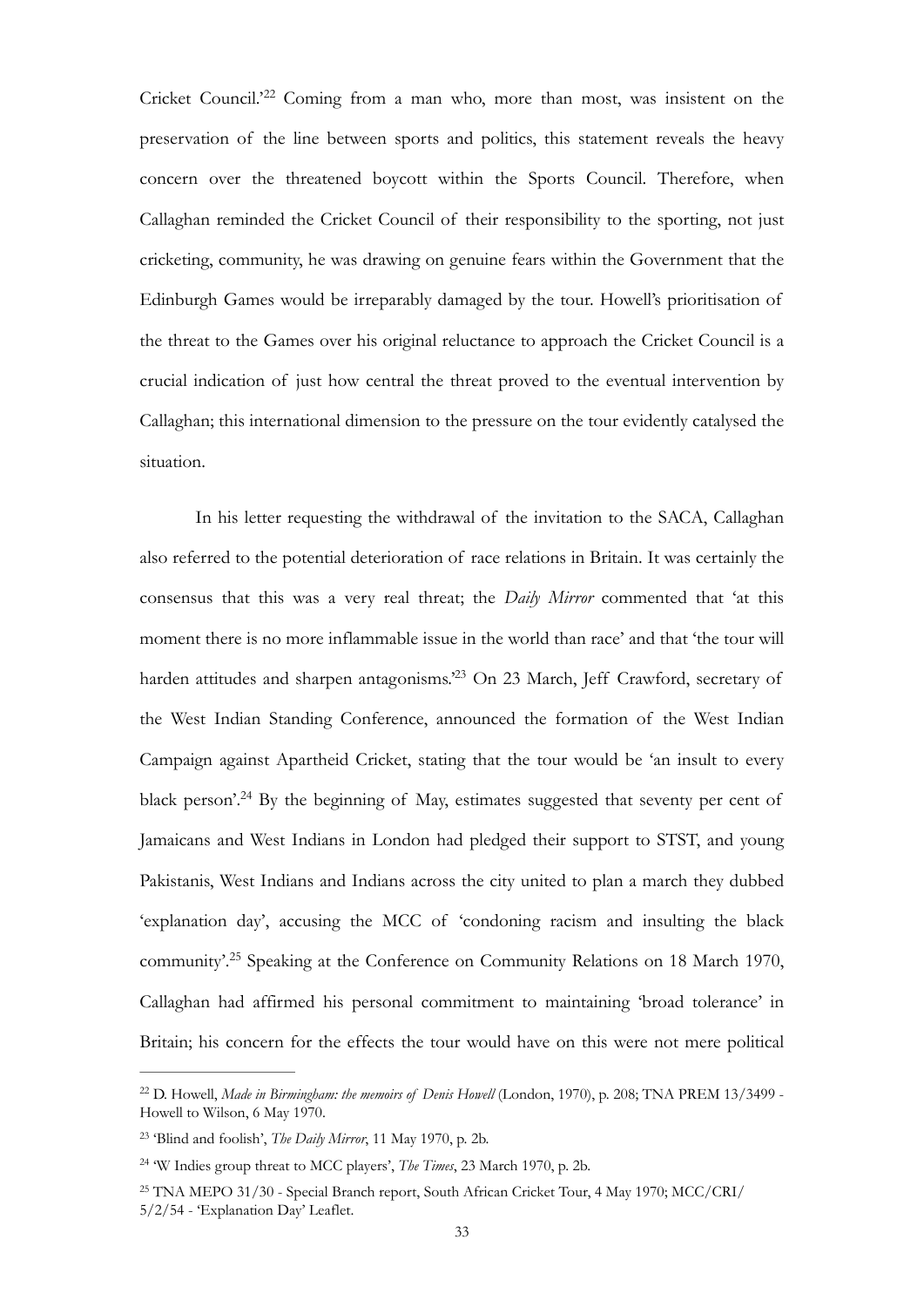Cricket Council.'[22] Coming from a man who, more than most, was insistent on the preservation of the line between sports and politics, this statement reveals the heavy concern over the threatened boycott within the Sports Council. Therefore, when Callaghan reminded the Cricket Council of their responsibility to the sporting, not just cricketing, community, he was drawing on genuine fears within the Government that the Edinburgh Games would be irreparably damaged by the tour. Howell's prioritisation of the threat to the Games over his original reluctance to approach the Cricket Council is a crucial indication of just how central the threat proved to the eventual intervention by Callaghan; this international dimension to the pressure on the tour evidently catalysed the situation.

In his letter requesting the withdrawal of the invitation to the SACA, Callaghan also referred to the potential deterioration of race relations in Britain. It was certainly the consensus that this was a very real threat; the *Daily Mirror* commented that 'at this moment there is no more inflammable issue in the world than race' and that 'the tour will harden attitudes and sharpen antagonisms.'[23] On 23 March, Jeff Crawford, secretary of the West Indian Standing Conference, announced the formation of the West Indian Campaign against Apartheid Cricket, stating that the tour would be 'an insult to every black person'.[24] By the beginning of May, estimates suggested that seventy per cent of Jamaicans and West Indians in London had pledged their support to STST, and young Pakistanis, West Indians and Indians across the city united to plan a march they dubbed 'explanation day', accusing the MCC of 'condoning racism and insulting the black community'.[25] Speaking at the Conference on Community Relations on 18 March 1970, Callaghan had affirmed his personal commitment to maintaining 'broad tolerance' in Britain; his concern for the effects the tour would have on this were not mere political

---

[22] D. Howell, *Made in Birmingham: the memoirs of Denis Howell* (London, 1970), p. 208; TNA PREM 13/3499 - Howell to Wilson, 6 May 1970.

[23] 'Blind and foolish', *The Daily Mirror*, 11 May 1970, p. 2b.

[24] 'W Indies group threat to MCC players', *The Times*, 23 March 1970, p. 2b.

[25] TNA MEPO 31/30 - Special Branch report, South African Cricket Tour, 4 May 1970; MCC/CRI/5/2/54 - 'Explanation Day' Leaflet.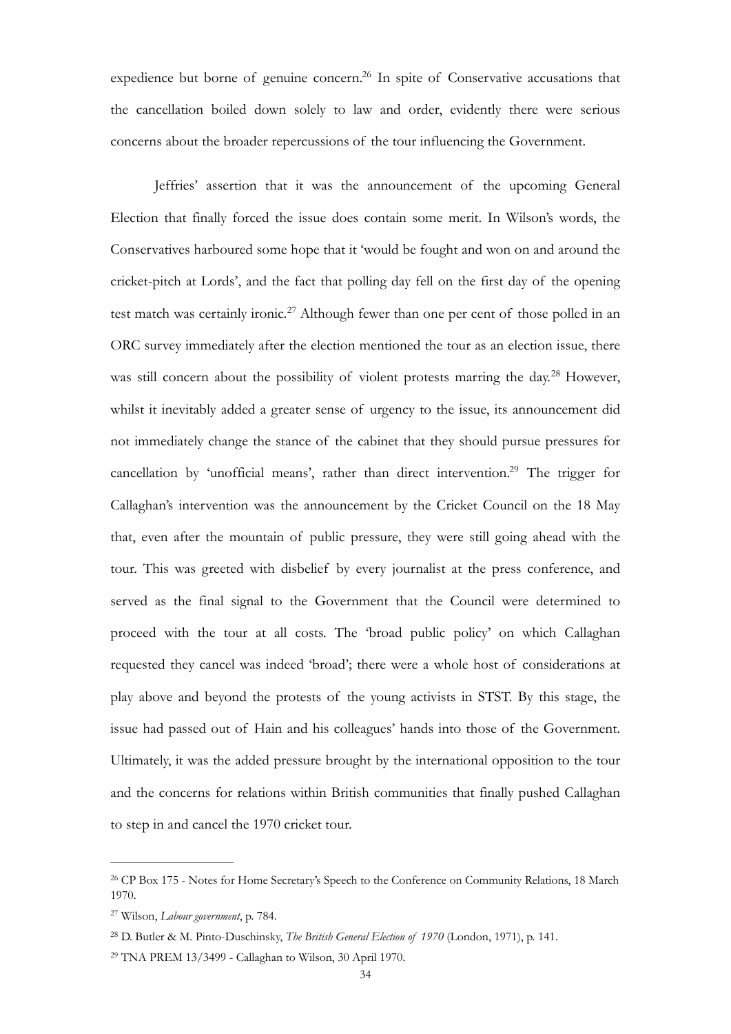expedience but borne of genuine concern.[26] In spite of Conservative accusations that the cancellation boiled down solely to law and order, evidently there were serious concerns about the broader repercussions of the tour influencing the Government.

Jeffries' assertion that it was the announcement of the upcoming General Election that finally forced the issue does contain some merit. In Wilson's words, the Conservatives harboured some hope that it 'would be fought and won on and around the cricket-pitch at Lords', and the fact that polling day fell on the first day of the opening test match was certainly ironic.[27] Although fewer than one per cent of those polled in an ORC survey immediately after the election mentioned the tour as an election issue, there was still concern about the possibility of violent protests marring the day.[28] However, whilst it inevitably added a greater sense of urgency to the issue, its announcement did not immediately change the stance of the cabinet that they should pursue pressures for cancellation by 'unofficial means', rather than direct intervention.[29] The trigger for Callaghan's intervention was the announcement by the Cricket Council on the 18 May that, even after the mountain of public pressure, they were still going ahead with the tour. This was greeted with disbelief by every journalist at the press conference, and served as the final signal to the Government that the Council were determined to proceed with the tour at all costs. The 'broad public policy' on which Callaghan requested they cancel was indeed 'broad'; there were a whole host of considerations at play above and beyond the protests of the young activists in STST. By this stage, the issue had passed out of Hain and his colleagues' hands into those of the Government. Ultimately, it was the added pressure brought by the international opposition to the tour and the concerns for relations within British communities that finally pushed Callaghan to step in and cancel the 1970 cricket tour.

---

[26] CP Box 175 - Notes for Home Secretary's Speech to the Conference on Community Relations, 18 March 1970.

[27] Wilson, *Labour government*, p. 784.

[28] D. Butler & M. Pinto-Duschinsky, *The British General Election of 1970* (London, 1971), p. 141.

[29] TNA PREM 13/3499 - Callaghan to Wilson, 30 April 1970.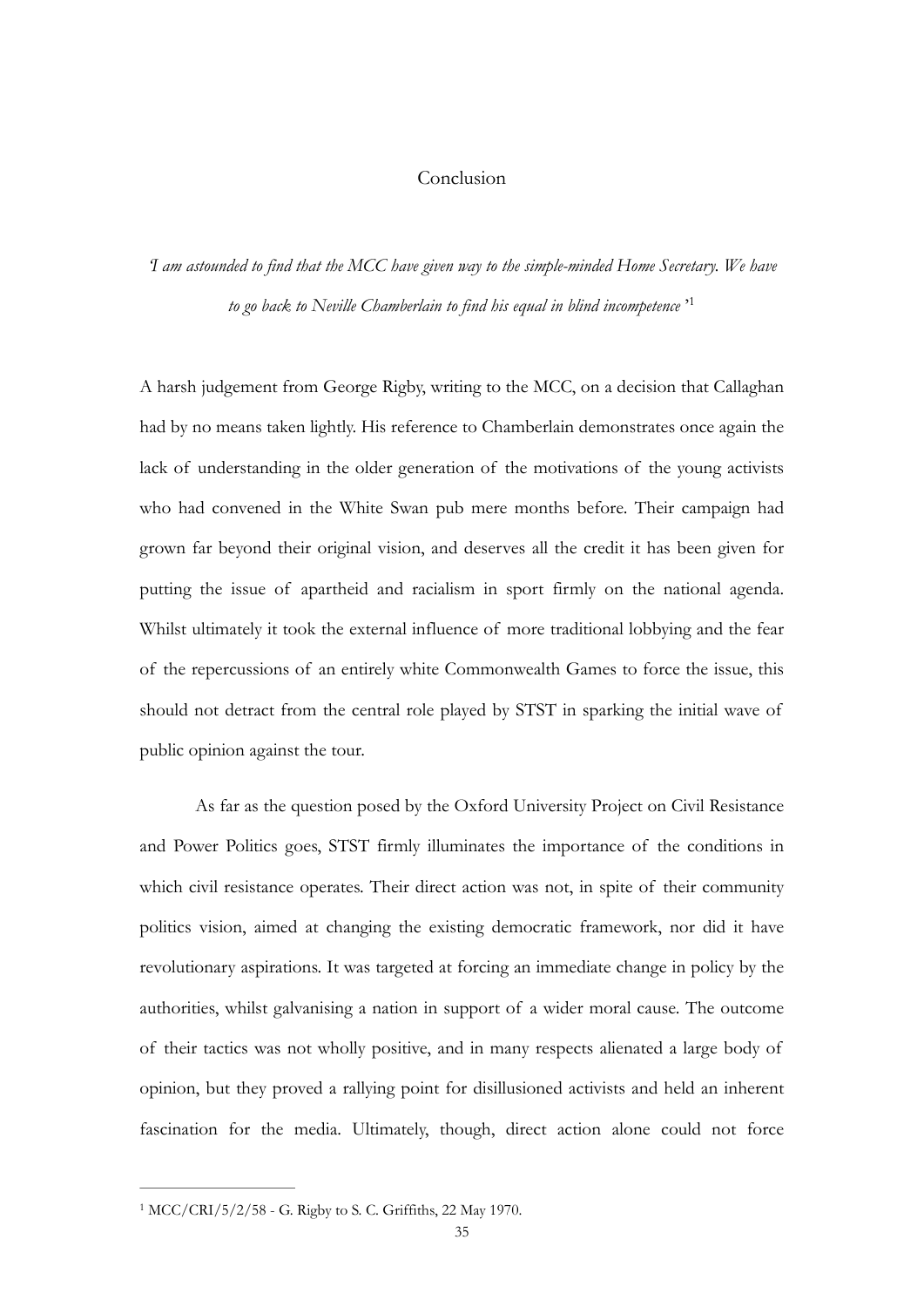# Conclusion

*'I am astounded to find that the MCC have given way to the simple-minded Home Secretary. We have to go back to Neville Chamberlain to find his equal in blind incompetence'*[1]

A harsh judgement from George Rigby, writing to the MCC, on a decision that Callaghan had by no means taken lightly. His reference to Chamberlain demonstrates once again the lack of understanding in the older generation of the motivations of the young activists who had convened in the White Swan pub mere months before. Their campaign had grown far beyond their original vision, and deserves all the credit it has been given for putting the issue of apartheid and racialism in sport firmly on the national agenda. Whilst ultimately it took the external influence of more traditional lobbying and the fear of the repercussions of an entirely white Commonwealth Games to force the issue, this should not detract from the central role played by STST in sparking the initial wave of public opinion against the tour.

As far as the question posed by the Oxford University Project on Civil Resistance and Power Politics goes, STST firmly illuminates the importance of the conditions in which civil resistance operates. Their direct action was not, in spite of their community politics vision, aimed at changing the existing democratic framework, nor did it have revolutionary aspirations. It was targeted at forcing an immediate change in policy by the authorities, whilst galvanising a nation in support of a wider moral cause. The outcome of their tactics was not wholly positive, and in many respects alienated a large body of opinion, but they proved a rallying point for disillusioned activists and held an inherent fascination for the media. Ultimately, though, direct action alone could not force

---

[1] MCC/CRI/5/2/58 - G. Rigby to S. C. Griffiths, 22 May 1970.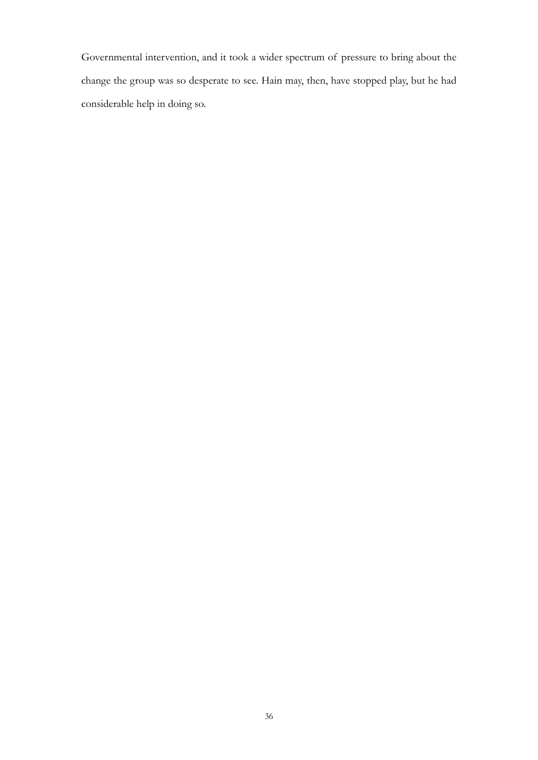Governmental intervention, and it took a wider spectrum of pressure to bring about the change the group was so desperate to see. Hain may, then, have stopped play, but he had considerable help in doing so.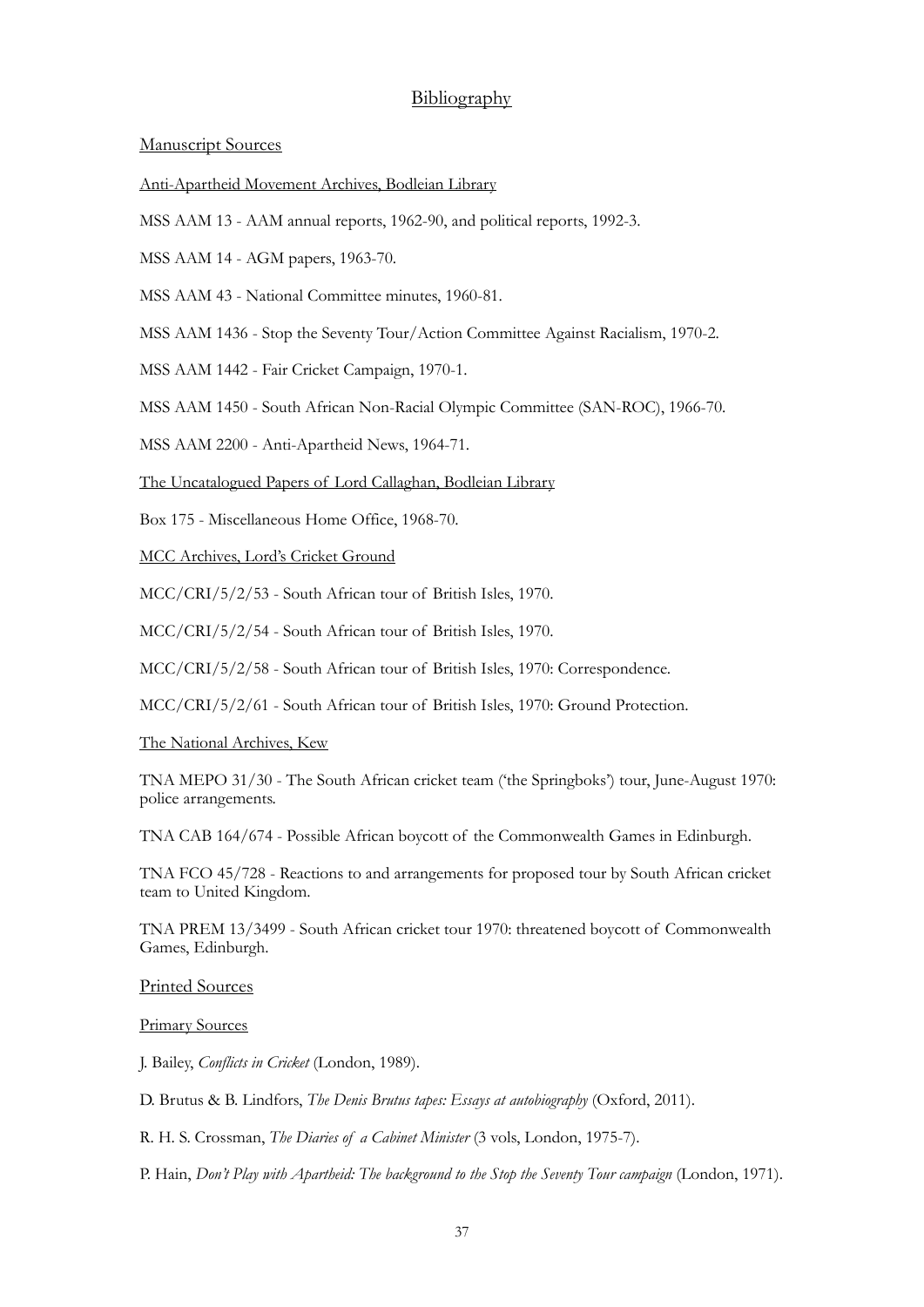# Bibliography

## Manuscript Sources

### Anti-Apartheid Movement Archives, Bodleian Library

MSS AAM 13 - AAM annual reports, 1962-90, and political reports, 1992-3.

MSS AAM 14 - AGM papers, 1963-70.

MSS AAM 43 - National Committee minutes, 1960-81.

MSS AAM 1436 - Stop the Seventy Tour/Action Committee Against Racialism, 1970-2.

MSS AAM 1442 - Fair Cricket Campaign, 1970-1.

MSS AAM 1450 - South African Non-Racial Olympic Committee (SAN-ROC), 1966-70.

MSS AAM 2200 - Anti-Apartheid News, 1964-71.

### The Uncatalogued Papers of Lord Callaghan, Bodleian Library

Box 175 - Miscellaneous Home Office, 1968-70.

### MCC Archives, Lord's Cricket Ground

MCC/CRI/5/2/53 - South African tour of British Isles, 1970.

MCC/CRI/5/2/54 - South African tour of British Isles, 1970.

MCC/CRI/5/2/58 - South African tour of British Isles, 1970: Correspondence.

MCC/CRI/5/2/61 - South African tour of British Isles, 1970: Ground Protection.

### The National Archives, Kew

TNA MEPO 31/30 - The South African cricket team ('the Springboks') tour, June-August 1970: police arrangements.

TNA CAB 164/674 - Possible African boycott of the Commonwealth Games in Edinburgh.

TNA FCO 45/728 - Reactions to and arrangements for proposed tour by South African cricket team to United Kingdom.

TNA PREM 13/3499 - South African cricket tour 1970: threatened boycott of Commonwealth Games, Edinburgh.

## Printed Sources

### Primary Sources

J. Bailey, *Conflicts in Cricket* (London, 1989).

D. Brutus & B. Lindfors, *The Denis Brutus tapes: Essays at autobiography* (Oxford, 2011).

R. H. S. Crossman, *The Diaries of a Cabinet Minister* (3 vols, London, 1975-7).

P. Hain, *Don't Play with Apartheid: The background to the Stop the Seventy Tour campaign* (London, 1971).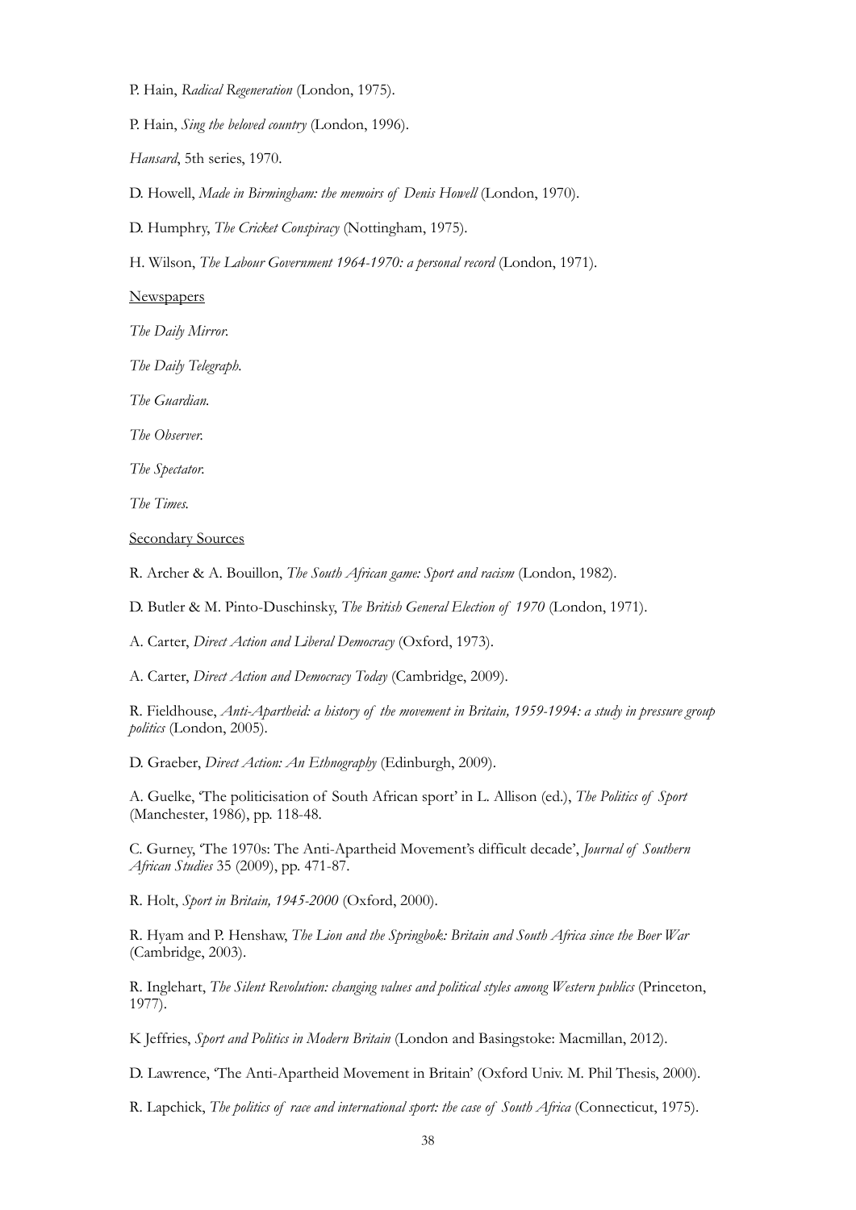P. Hain, *Radical Regeneration* (London, 1975).

P. Hain, *Sing the beloved country* (London, 1996).

*Hansard*, 5th series, 1970.

D. Howell, *Made in Birmingham: the memoirs of Denis Howell* (London, 1970).

D. Humphry, *The Cricket Conspiracy* (Nottingham, 1975).

H. Wilson, *The Labour Government 1964-1970: a personal record* (London, 1971).

<u>Newspapers</u>

*The Daily Mirror.*

*The Daily Telegraph.*

*The Guardian.*

*The Observer.*

*The Spectator.*

*The Times.*

<u>Secondary Sources</u>

R. Archer & A. Bouillon, *The South African game: Sport and racism* (London, 1982).

D. Butler & M. Pinto-Duschinsky, *The British General Election of 1970* (London, 1971).

A. Carter, *Direct Action and Liberal Democracy* (Oxford, 1973).

A. Carter, *Direct Action and Democracy Today* (Cambridge, 2009).

R. Fieldhouse, *Anti-Apartheid: a history of the movement in Britain, 1959-1994: a study in pressure group politics* (London, 2005).

D. Graeber, *Direct Action: An Ethnography* (Edinburgh, 2009).

A. Guelke, 'The politicisation of South African sport' in L. Allison (ed.), *The Politics of Sport* (Manchester, 1986), pp. 118-48.

C. Gurney, 'The 1970s: The Anti-Apartheid Movement's difficult decade', *Journal of Southern African Studies* 35 (2009), pp. 471-87.

R. Holt, *Sport in Britain, 1945-2000* (Oxford, 2000).

R. Hyam and P. Henshaw, *The Lion and the Springbok: Britain and South Africa since the Boer War* (Cambridge, 2003).

R. Inglehart, *The Silent Revolution: changing values and political styles among Western publics* (Princeton, 1977).

K Jeffries, *Sport and Politics in Modern Britain* (London and Basingstoke: Macmillan, 2012).

D. Lawrence, 'The Anti-Apartheid Movement in Britain' (Oxford Univ. M. Phil Thesis, 2000).

R. Lapchick, *The politics of race and international sport: the case of South Africa* (Connecticut, 1975).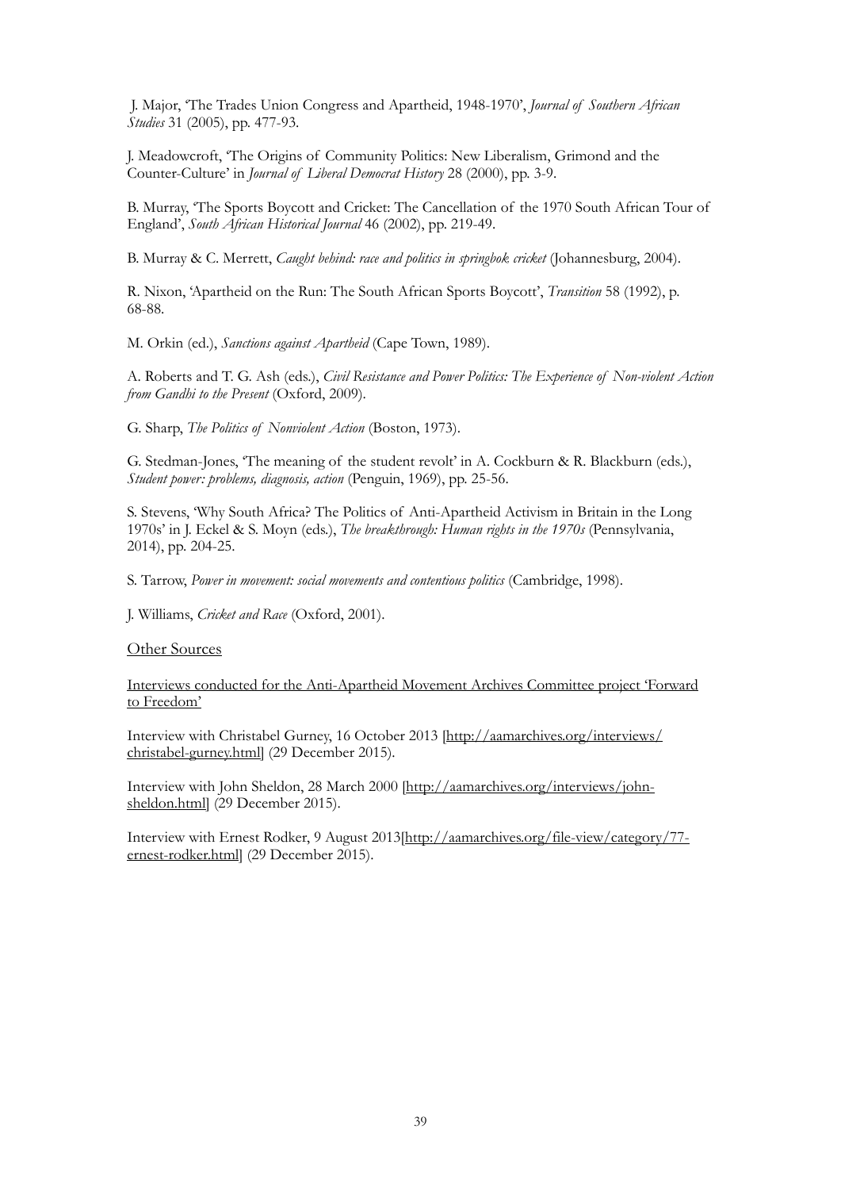J. Major, 'The Trades Union Congress and Apartheid, 1948-1970', *Journal of Southern African Studies* 31 (2005), pp. 477-93.

J. Meadowcroft, 'The Origins of Community Politics: New Liberalism, Grimond and the Counter-Culture' in *Journal of Liberal Democrat History* 28 (2000), pp. 3-9.

B. Murray, 'The Sports Boycott and Cricket: The Cancellation of the 1970 South African Tour of England', *South African Historical Journal* 46 (2002), pp. 219-49.

B. Murray & C. Merrett, *Caught behind: race and politics in springbok cricket* (Johannesburg, 2004).

R. Nixon, 'Apartheid on the Run: The South African Sports Boycott', *Transition* 58 (1992), p. 68-88.

M. Orkin (ed.), *Sanctions against Apartheid* (Cape Town, 1989).

A. Roberts and T. G. Ash (eds.), *Civil Resistance and Power Politics: The Experience of Non-violent Action from Gandhi to the Present* (Oxford, 2009).

G. Sharp, *The Politics of Nonviolent Action* (Boston, 1973).

G. Stedman-Jones, 'The meaning of the student revolt' in A. Cockburn & R. Blackburn (eds.), *Student power: problems, diagnosis, action* (Penguin, 1969), pp. 25-56.

S. Stevens, 'Why South Africa? The Politics of Anti-Apartheid Activism in Britain in the Long 1970s' in J. Eckel & S. Moyn (eds.), *The breakthrough: Human rights in the 1970s* (Pennsylvania, 2014), pp. 204-25.

S. Tarrow, *Power in movement: social movements and contentious politics* (Cambridge, 1998).

J. Williams, *Cricket and Race* (Oxford, 2001).

Other Sources

Interviews conducted for the Anti-Apartheid Movement Archives Committee project 'Forward to Freedom'

Interview with Christabel Gurney, 16 October 2013 [http://aamarchives.org/interviews/christabel-gurney.html] (29 December 2015).

Interview with John Sheldon, 28 March 2000 [http://aamarchives.org/interviews/john-sheldon.html] (29 December 2015).

Interview with Ernest Rodker, 9 August 2013[http://aamarchives.org/file-view/category/77-ernest-rodker.html] (29 December 2015).